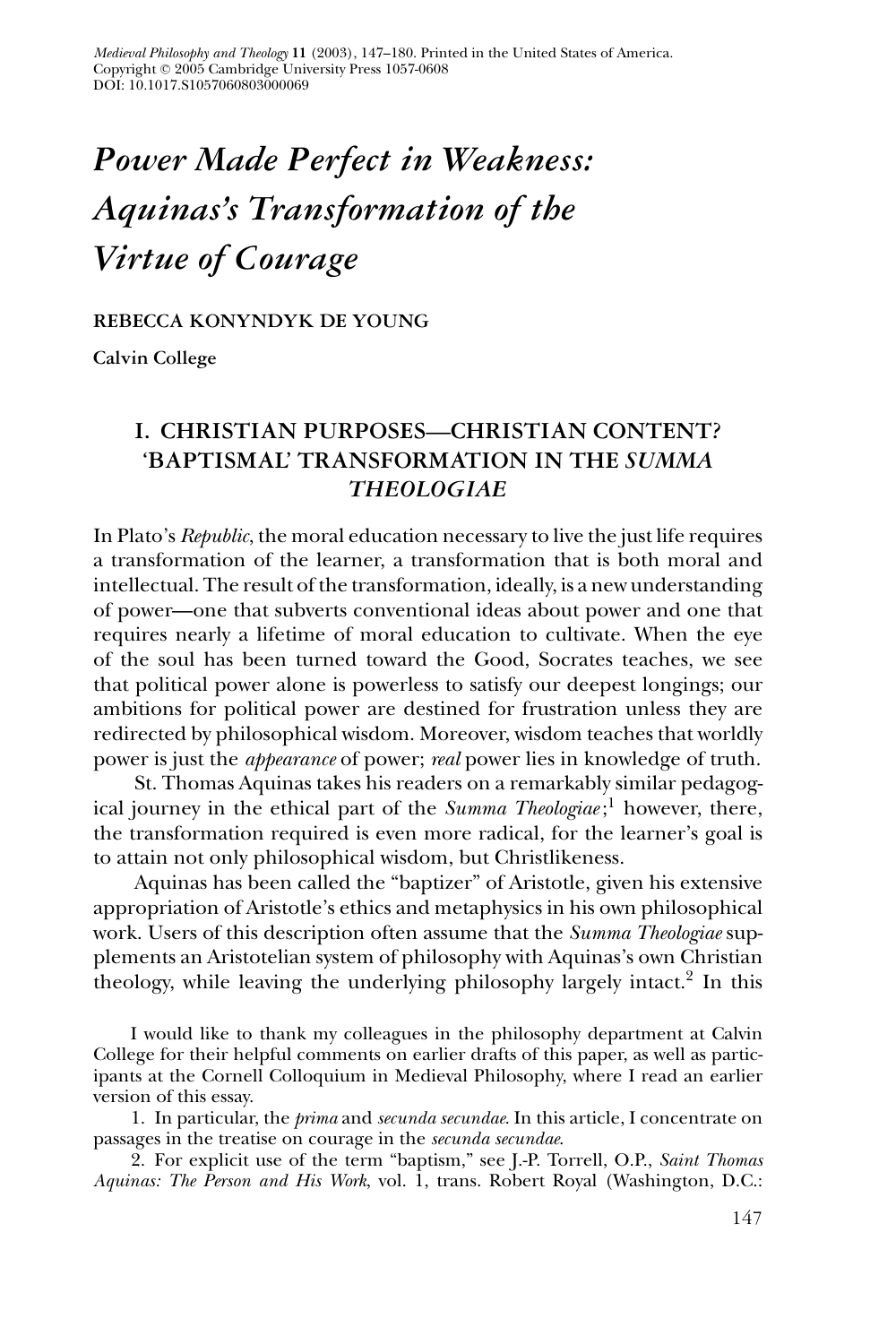# *Power Made Perfect in Weakness: Aquinas's Transformation of the Virtue of Courage*

**REBECCA KONYNDYK DE YOUNG**

**Calvin College**

## I. CHRISTIAN PURPOSES—CHRISTIAN CONTENT? 'BAPTISMAL' TRANSFORMATION IN THE *SUMMA THEOLOGIAE*

In Plato's *Republic*, the moral education necessary to live the just life requires a transformation of the learner, a transformation that is both moral and intellectual. The result of the transformation, ideally, is a new understanding of power—one that subverts conventional ideas about power and one that requires nearly a lifetime of moral education to cultivate. When the eye of the soul has been turned toward the Good, Socrates teaches, we see that political power alone is powerless to satisfy our deepest longings; our ambitions for political power are destined for frustration unless they are redirected by philosophical wisdom. Moreover, wisdom teaches that worldly power is just the *appearance* of power; *real* power lies in knowledge of truth.

St. Thomas Aquinas takes his readers on a remarkably similar pedagogical journey in the ethical part of the *Summa Theologiae*;[1] however, there, the transformation required is even more radical, for the learner's goal is to attain not only philosophical wisdom, but Christlikeness.

Aquinas has been called the "baptizer" of Aristotle, given his extensive appropriation of Aristotle's ethics and metaphysics in his own philosophical work. Users of this description often assume that the *Summa Theologiae* supplements an Aristotelian system of philosophy with Aquinas's own Christian theology, while leaving the underlying philosophy largely intact.[2] In this

I would like to thank my colleagues in the philosophy department at Calvin College for their helpful comments on earlier drafts of this paper, as well as participants at the Cornell Colloquium in Medieval Philosophy, where I read an earlier version of this essay.

1. In particular, the *prima* and *secunda secundae*. In this article, I concentrate on passages in the treatise on courage in the *secunda secundae*.

2. For explicit use of the term "baptism," see J.-P. Torrell, O.P., *Saint Thomas Aquinas: The Person and His Work*, vol. 1, trans. Robert Royal (Washington, D.C.: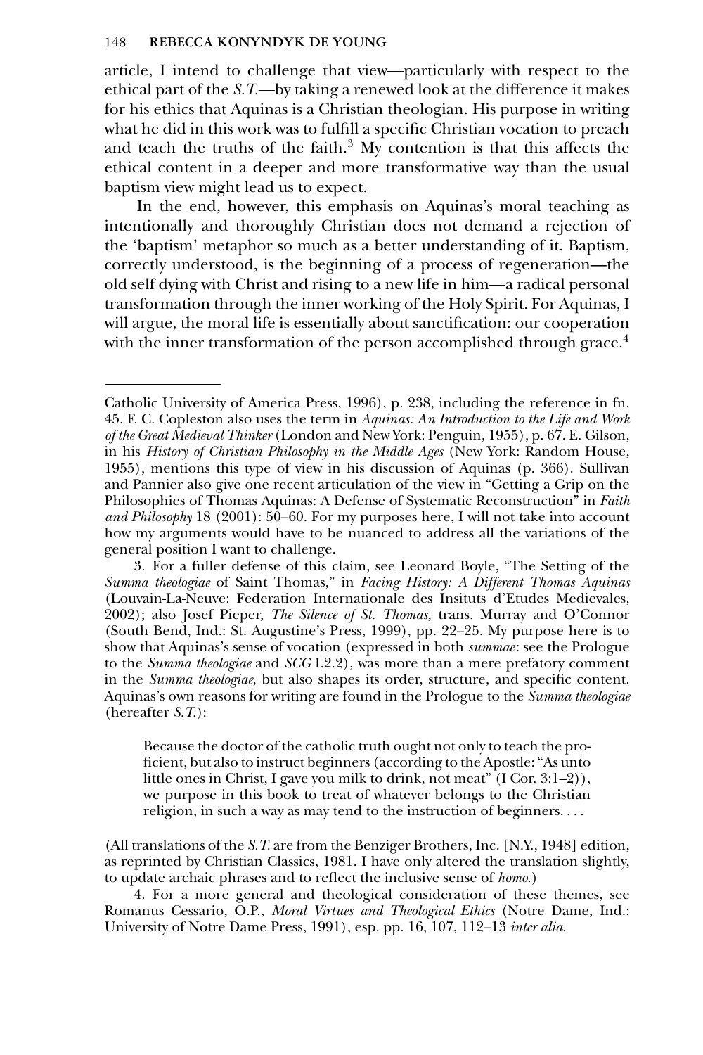article, I intend to challenge that view—particularly with respect to the ethical part of the *S.T.*—by taking a renewed look at the difference it makes for his ethics that Aquinas is a Christian theologian. His purpose in writing what he did in this work was to fulfill a specific Christian vocation to preach and teach the truths of the faith.[3] My contention is that this affects the ethical content in a deeper and more transformative way than the usual baptism view might lead us to expect.

In the end, however, this emphasis on Aquinas's moral teaching as intentionally and thoroughly Christian does not demand a rejection of the 'baptism' metaphor so much as a better understanding of it. Baptism, correctly understood, is the beginning of a process of regeneration—the old self dying with Christ and rising to a new life in him—a radical personal transformation through the inner working of the Holy Spirit. For Aquinas, I will argue, the moral life is essentially about sanctification: our cooperation with the inner transformation of the person accomplished through grace.[4]

---

Catholic University of America Press, 1996), p. 238, including the reference in fn. 45. F. C. Copleston also uses the term in *Aquinas: An Introduction to the Life and Work of the Great Medieval Thinker* (London and New York: Penguin, 1955), p. 67. E. Gilson, in his *History of Christian Philosophy in the Middle Ages* (New York: Random House, 1955), mentions this type of view in his discussion of Aquinas (p. 366). Sullivan and Pannier also give one recent articulation of the view in "Getting a Grip on the Philosophies of Thomas Aquinas: A Defense of Systematic Reconstruction" in *Faith and Philosophy* 18 (2001): 50–60. For my purposes here, I will not take into account how my arguments would have to be nuanced to address all the variations of the general position I want to challenge.

3. For a fuller defense of this claim, see Leonard Boyle, "The Setting of the *Summa theologiae* of Saint Thomas," in *Facing History: A Different Thomas Aquinas* (Louvain-La-Neuve: Federation Internationale des Insituts d'Etudes Medievales, 2002); also Josef Pieper, *The Silence of St. Thomas*, trans. Murray and O'Connor (South Bend, Ind.: St. Augustine's Press, 1999), pp. 22–25. My purpose here is to show that Aquinas's sense of vocation (expressed in both *summae*: see the Prologue to the *Summa theologiae* and *SCG* I.2.2), was more than a mere prefatory comment in the *Summa theologiae*, but also shapes its order, structure, and specific content. Aquinas's own reasons for writing are found in the Prologue to the *Summa theologiae* (hereafter *S.T.*):

> Because the doctor of the catholic truth ought not only to teach the proficient, but also to instruct beginners (according to the Apostle: "As unto little ones in Christ, I gave you milk to drink, not meat" (I Cor. 3:1–2)), we purpose in this book to treat of whatever belongs to the Christian religion, in such a way as may tend to the instruction of beginners. . . .

(All translations of the *S.T.* are from the Benziger Brothers, Inc. [N.Y., 1948] edition, as reprinted by Christian Classics, 1981. I have only altered the translation slightly, to update archaic phrases and to reflect the inclusive sense of *homo*.)

4. For a more general and theological consideration of these themes, see Romanus Cessario, O.P., *Moral Virtues and Theological Ethics* (Notre Dame, Ind.: University of Notre Dame Press, 1991), esp. pp. 16, 107, 112–13 *inter alia*.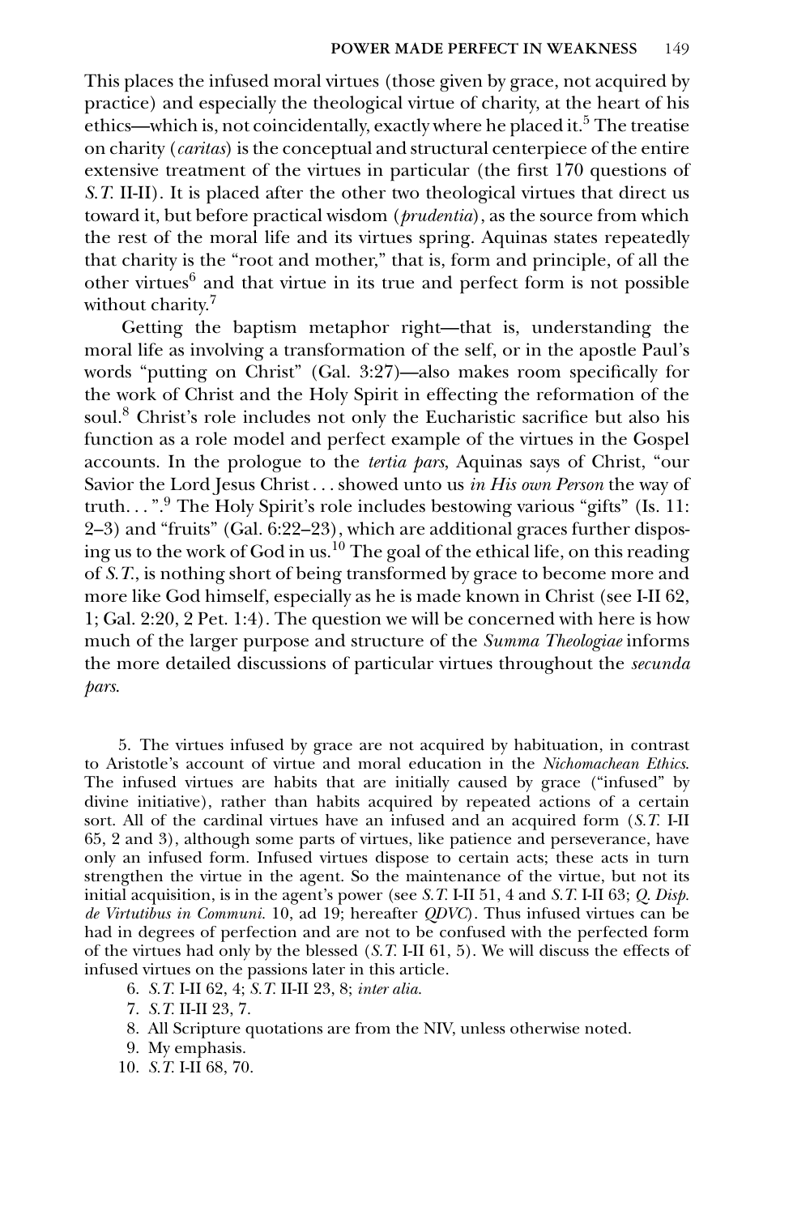This places the infused moral virtues (those given by grace, not acquired by practice) and especially the theological virtue of charity, at the heart of his ethics—which is, not coincidentally, exactly where he placed it.[5] The treatise on charity (*caritas*) is the conceptual and structural centerpiece of the entire extensive treatment of the virtues in particular (the first 170 questions of *S.T.* II-II). It is placed after the other two theological virtues that direct us toward it, but before practical wisdom (*prudentia*), as the source from which the rest of the moral life and its virtues spring. Aquinas states repeatedly that charity is the "root and mother," that is, form and principle, of all the other virtues[6] and that virtue in its true and perfect form is not possible without charity.[7]

Getting the baptism metaphor right—that is, understanding the moral life as involving a transformation of the self, or in the apostle Paul's words "putting on Christ" (Gal. 3:27)—also makes room specifically for the work of Christ and the Holy Spirit in effecting the reformation of the soul.[8] Christ's role includes not only the Eucharistic sacrifice but also his function as a role model and perfect example of the virtues in the Gospel accounts. In the prologue to the *tertia pars*, Aquinas says of Christ, "our Savior the Lord Jesus Christ . . . showed unto us *in His own Person* the way of truth. . . ".[9] The Holy Spirit's role includes bestowing various "gifts" (Is. 11: 2–3) and "fruits" (Gal. 6:22–23), which are additional graces further disposing us to the work of God in us.[10] The goal of the ethical life, on this reading of *S.T.*, is nothing short of being transformed by grace to become more and more like God himself, especially as he is made known in Christ (see I-II 62, 1; Gal. 2:20, 2 Pet. 1:4). The question we will be concerned with here is how much of the larger purpose and structure of the *Summa Theologiae* informs the more detailed discussions of particular virtues throughout the *secunda pars*.

5. The virtues infused by grace are not acquired by habituation, in contrast to Aristotle's account of virtue and moral education in the *Nichomachean Ethics*. The infused virtues are habits that are initially caused by grace ("infused" by divine initiative), rather than habits acquired by repeated actions of a certain sort. All of the cardinal virtues have an infused and an acquired form (*S.T.* I-II 65, 2 and 3), although some parts of virtues, like patience and perseverance, have only an infused form. Infused virtues dispose to certain acts; these acts in turn strengthen the virtue in the agent. So the maintenance of the virtue, but not its initial acquisition, is in the agent's power (see *S.T.* I-II 51, 4 and *S.T.* I-II 63; *Q. Disp. de Virtutibus in Communi*. 10, ad 19; hereafter *QDVC*). Thus infused virtues can be had in degrees of perfection and are not to be confused with the perfected form of the virtues had only by the blessed (*S.T.* I-II 61, 5). We will discuss the effects of infused virtues on the passions later in this article.

6. *S.T.* I-II 62, 4; *S.T.* II-II 23, 8; *inter alia*.

7. *S.T.* II-II 23, 7.

8. All Scripture quotations are from the NIV, unless otherwise noted.

9. My emphasis.

10. *S.T.* I-II 68, 70.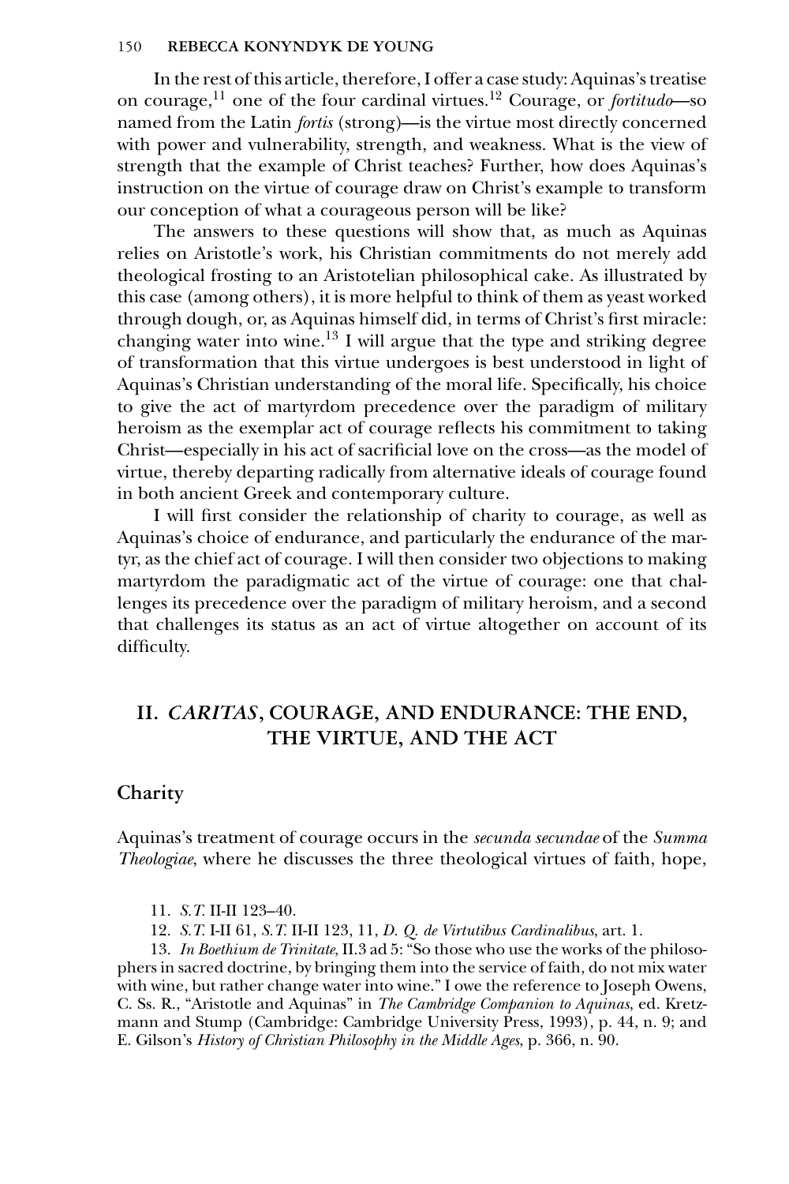In the rest of this article, therefore, I offer a case study: Aquinas's treatise on courage,[11] one of the four cardinal virtues.[12] Courage, or *fortitudo*—so named from the Latin *fortis* (strong)—is the virtue most directly concerned with power and vulnerability, strength, and weakness. What is the view of strength that the example of Christ teaches? Further, how does Aquinas's instruction on the virtue of courage draw on Christ's example to transform our conception of what a courageous person will be like?

The answers to these questions will show that, as much as Aquinas relies on Aristotle's work, his Christian commitments do not merely add theological frosting to an Aristotelian philosophical cake. As illustrated by this case (among others), it is more helpful to think of them as yeast worked through dough, or, as Aquinas himself did, in terms of Christ's first miracle: changing water into wine.[13] I will argue that the type and striking degree of transformation that this virtue undergoes is best understood in light of Aquinas's Christian understanding of the moral life. Specifically, his choice to give the act of martyrdom precedence over the paradigm of military heroism as the exemplar act of courage reflects his commitment to taking Christ—especially in his act of sacrificial love on the cross—as the model of virtue, thereby departing radically from alternative ideals of courage found in both ancient Greek and contemporary culture.

I will first consider the relationship of charity to courage, as well as Aquinas's choice of endurance, and particularly the endurance of the martyr, as the chief act of courage. I will then consider two objections to making martyrdom the paradigmatic act of the virtue of courage: one that challenges its precedence over the paradigm of military heroism, and a second that challenges its status as an act of virtue altogether on account of its difficulty.

## II. *CARITAS*, COURAGE, AND ENDURANCE: THE END, THE VIRTUE, AND THE ACT

### Charity

Aquinas's treatment of courage occurs in the *secunda secundae* of the *Summa Theologiae*, where he discusses the three theological virtues of faith, hope,

11. *S.T.* II-II 123–40.

12. *S.T.* I-II 61, *S.T.* II-II 123, 11, *D. Q. de Virtutibus Cardinalibus*, art. 1.

13. *In Boethium de Trinitate*, II.3 ad 5: "So those who use the works of the philosophers in sacred doctrine, by bringing them into the service of faith, do not mix water with wine, but rather change water into wine." I owe the reference to Joseph Owens, C. Ss. R., "Aristotle and Aquinas" in *The Cambridge Companion to Aquinas*, ed. Kretzmann and Stump (Cambridge: Cambridge University Press, 1993), p. 44, n. 9; and E. Gilson's *History of Christian Philosophy in the Middle Ages*, p. 366, n. 90.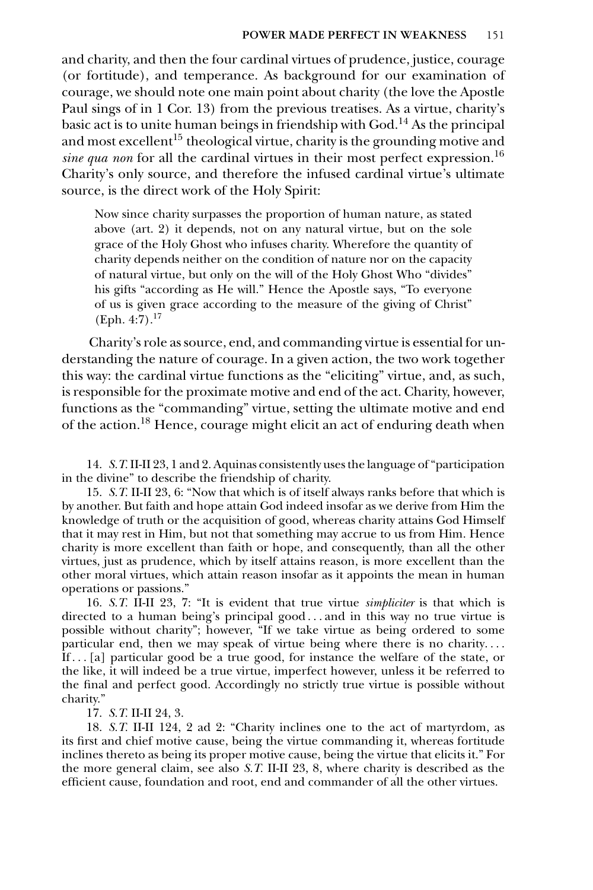and charity, and then the four cardinal virtues of prudence, justice, courage (or fortitude), and temperance. As background for our examination of courage, we should note one main point about charity (the love the Apostle Paul sings of in 1 Cor. 13) from the previous treatises. As a virtue, charity's basic act is to unite human beings in friendship with God.[14] As the principal and most excellent[15] theological virtue, charity is the grounding motive and *sine qua non* for all the cardinal virtues in their most perfect expression.[16] Charity's only source, and therefore the infused cardinal virtue's ultimate source, is the direct work of the Holy Spirit:

> Now since charity surpasses the proportion of human nature, as stated above (art. 2) it depends, not on any natural virtue, but on the sole grace of the Holy Ghost who infuses charity. Wherefore the quantity of charity depends neither on the condition of nature nor on the capacity of natural virtue, but only on the will of the Holy Ghost Who "divides" his gifts "according as He will." Hence the Apostle says, "To everyone of us is given grace according to the measure of the giving of Christ" (Eph. 4:7).[17]

Charity's role as source, end, and commanding virtue is essential for understanding the nature of courage. In a given action, the two work together this way: the cardinal virtue functions as the "eliciting" virtue, and, as such, is responsible for the proximate motive and end of the act. Charity, however, functions as the "commanding" virtue, setting the ultimate motive and end of the action.[18] Hence, courage might elicit an act of enduring death when

---

14. *S.T.* II-II 23, 1 and 2. Aquinas consistently uses the language of "participation in the divine" to describe the friendship of charity.

15. *S.T.* II-II 23, 6: "Now that which is of itself always ranks before that which is by another. But faith and hope attain God indeed insofar as we derive from Him the knowledge of truth or the acquisition of good, whereas charity attains God Himself that it may rest in Him, but not that something may accrue to us from Him. Hence charity is more excellent than faith or hope, and consequently, than all the other virtues, just as prudence, which by itself attains reason, is more excellent than the other moral virtues, which attain reason insofar as it appoints the mean in human operations or passions."

16. *S.T.* II-II 23, 7: "It is evident that true virtue *simpliciter* is that which is directed to a human being's principal good . . . and in this way no true virtue is possible without charity"; however, "If we take virtue as being ordered to some particular end, then we may speak of virtue being where there is no charity. . . . If . . . [a] particular good be a true good, for instance the welfare of the state, or the like, it will indeed be a true virtue, imperfect however, unless it be referred to the final and perfect good. Accordingly no strictly true virtue is possible without charity."

17. *S.T.* II-II 24, 3.

18. *S.T.* II-II 124, 2 ad 2: "Charity inclines one to the act of martyrdom, as its first and chief motive cause, being the virtue commanding it, whereas fortitude inclines thereto as being its proper motive cause, being the virtue that elicits it." For the more general claim, see also *S.T.* II-II 23, 8, where charity is described as the efficient cause, foundation and root, end and commander of all the other virtues.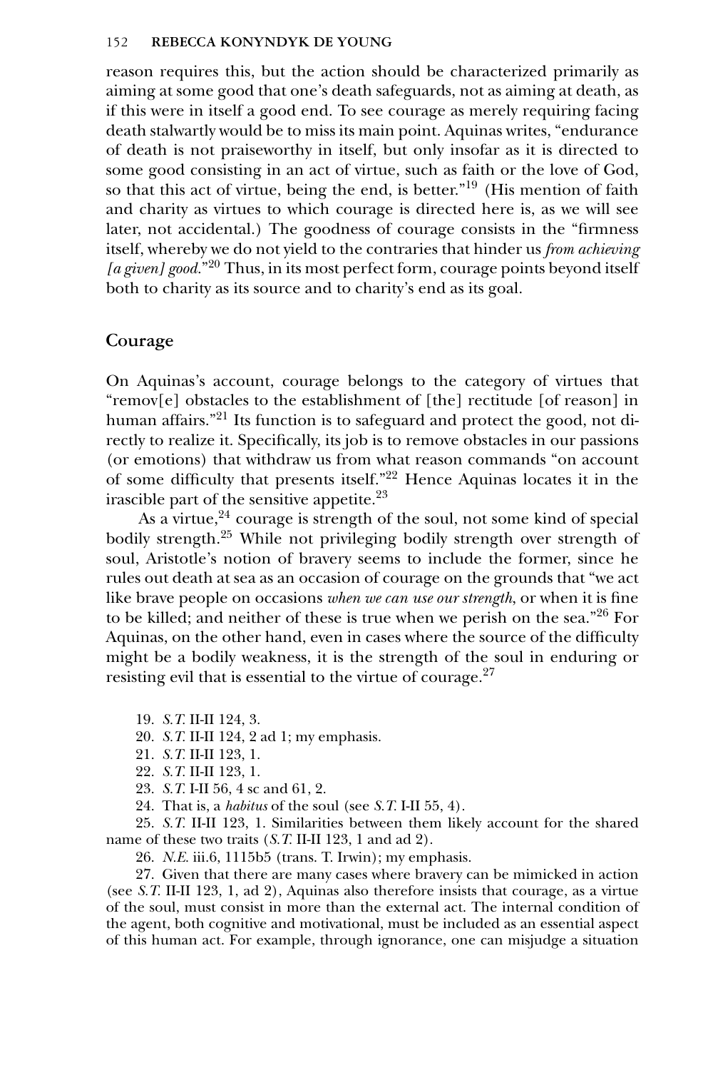reason requires this, but the action should be characterized primarily as aiming at some good that one's death safeguards, not as aiming at death, as if this were in itself a good end. To see courage as merely requiring facing death stalwartly would be to miss its main point. Aquinas writes, "endurance of death is not praiseworthy in itself, but only insofar as it is directed to some good consisting in an act of virtue, such as faith or the love of God, so that this act of virtue, being the end, is better."[19] (His mention of faith and charity as virtues to which courage is directed here is, as we will see later, not accidental.) The goodness of courage consists in the "firmness itself, whereby we do not yield to the contraries that hinder us *from achieving [a given] good*."[20] Thus, in its most perfect form, courage points beyond itself both to charity as its source and to charity's end as its goal.

## Courage

On Aquinas's account, courage belongs to the category of virtues that "remov[e] obstacles to the establishment of [the] rectitude [of reason] in human affairs."[21] Its function is to safeguard and protect the good, not directly to realize it. Specifically, its job is to remove obstacles in our passions (or emotions) that withdraw us from what reason commands "on account of some difficulty that presents itself."[22] Hence Aquinas locates it in the irascible part of the sensitive appetite.[23]

As a virtue,[24] courage is strength of the soul, not some kind of special bodily strength.[25] While not privileging bodily strength over strength of soul, Aristotle's notion of bravery seems to include the former, since he rules out death at sea as an occasion of courage on the grounds that "we act like brave people on occasions *when we can use our strength*, or when it is fine to be killed; and neither of these is true when we perish on the sea."[26] For Aquinas, on the other hand, even in cases where the source of the difficulty might be a bodily weakness, it is the strength of the soul in enduring or resisting evil that is essential to the virtue of courage.[27]

19. *S.T.* II-II 124, 3.

20. *S.T.* II-II 124, 2 ad 1; my emphasis.

21. *S.T.* II-II 123, 1.

22. *S.T.* II-II 123, 1.

23. *S.T.* I-II 56, 4 sc and 61, 2.

24. That is, a *habitus* of the soul (see *S.T.* I-II 55, 4).

25. *S.T.* II-II 123, 1. Similarities between them likely account for the shared name of these two traits (*S.T.* II-II 123, 1 and ad 2).

26. *N.E.* iii.6, 1115b5 (trans. T. Irwin); my emphasis.

27. Given that there are many cases where bravery can be mimicked in action (see *S.T.* II-II 123, 1, ad 2), Aquinas also therefore insists that courage, as a virtue of the soul, must consist in more than the external act. The internal condition of the agent, both cognitive and motivational, must be included as an essential aspect of this human act. For example, through ignorance, one can misjudge a situation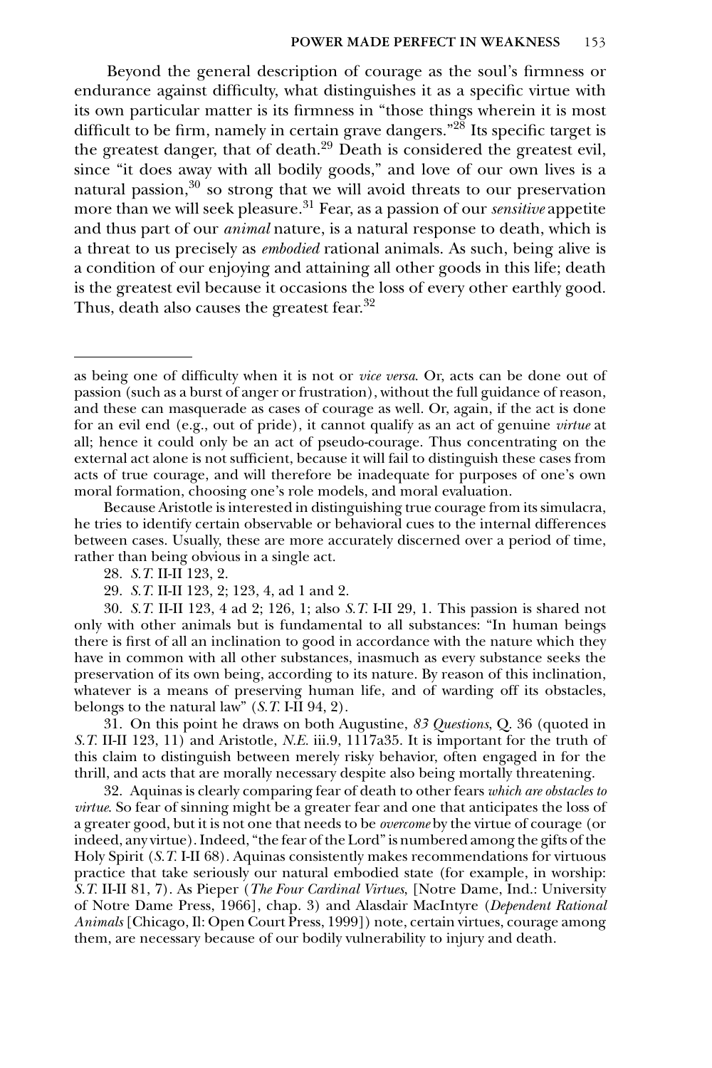Beyond the general description of courage as the soul's firmness or endurance against difficulty, what distinguishes it as a specific virtue with its own particular matter is its firmness in "those things wherein it is most difficult to be firm, namely in certain grave dangers."[28] Its specific target is the greatest danger, that of death.[29] Death is considered the greatest evil, since "it does away with all bodily goods," and love of our own lives is a natural passion,[30] so strong that we will avoid threats to our preservation more than we will seek pleasure.[31] Fear, as a passion of our *sensitive* appetite and thus part of our *animal* nature, is a natural response to death, which is a threat to us precisely as *embodied* rational animals. As such, being alive is a condition of our enjoying and attaining all other goods in this life; death is the greatest evil because it occasions the loss of every other earthly good. Thus, death also causes the greatest fear.[32]

---

as being one of difficulty when it is not or *vice versa*. Or, acts can be done out of passion (such as a burst of anger or frustration), without the full guidance of reason, and these can masquerade as cases of courage as well. Or, again, if the act is done for an evil end (e.g., out of pride), it cannot qualify as an act of genuine *virtue* at all; hence it could only be an act of pseudo-courage. Thus concentrating on the external act alone is not sufficient, because it will fail to distinguish these cases from acts of true courage, and will therefore be inadequate for purposes of one's own moral formation, choosing one's role models, and moral evaluation.

Because Aristotle is interested in distinguishing true courage from its simulacra, he tries to identify certain observable or behavioral cues to the internal differences between cases. Usually, these are more accurately discerned over a period of time, rather than being obvious in a single act.

28. *S.T.* II-II 123, 2.

29. *S.T.* II-II 123, 2; 123, 4, ad 1 and 2.

30. *S.T.* II-II 123, 4 ad 2; 126, 1; also *S.T.* I-II 29, 1. This passion is shared not only with other animals but is fundamental to all substances: "In human beings there is first of all an inclination to good in accordance with the nature which they have in common with all other substances, inasmuch as every substance seeks the preservation of its own being, according to its nature. By reason of this inclination, whatever is a means of preserving human life, and of warding off its obstacles, belongs to the natural law" (*S.T.* I-II 94, 2).

31. On this point he draws on both Augustine, *83 Questions*, Q. 36 (quoted in *S.T.* II-II 123, 11) and Aristotle, *N.E.* iii.9, 1117a35. It is important for the truth of this claim to distinguish between merely risky behavior, often engaged in for the thrill, and acts that are morally necessary despite also being mortally threatening.

32. Aquinas is clearly comparing fear of death to other fears *which are obstacles to virtue*. So fear of sinning might be a greater fear and one that anticipates the loss of a greater good, but it is not one that needs to be *overcome* by the virtue of courage (or indeed, any virtue). Indeed, "the fear of the Lord" is numbered among the gifts of the Holy Spirit (*S.T.* I-II 68). Aquinas consistently makes recommendations for virtuous practice that take seriously our natural embodied state (for example, in worship: *S.T.* II-II 81, 7). As Pieper (*The Four Cardinal Virtues*, [Notre Dame, Ind.: University of Notre Dame Press, 1966], chap. 3) and Alasdair MacIntyre (*Dependent Rational Animals* [Chicago, Il: Open Court Press, 1999]) note, certain virtues, courage among them, are necessary because of our bodily vulnerability to injury and death.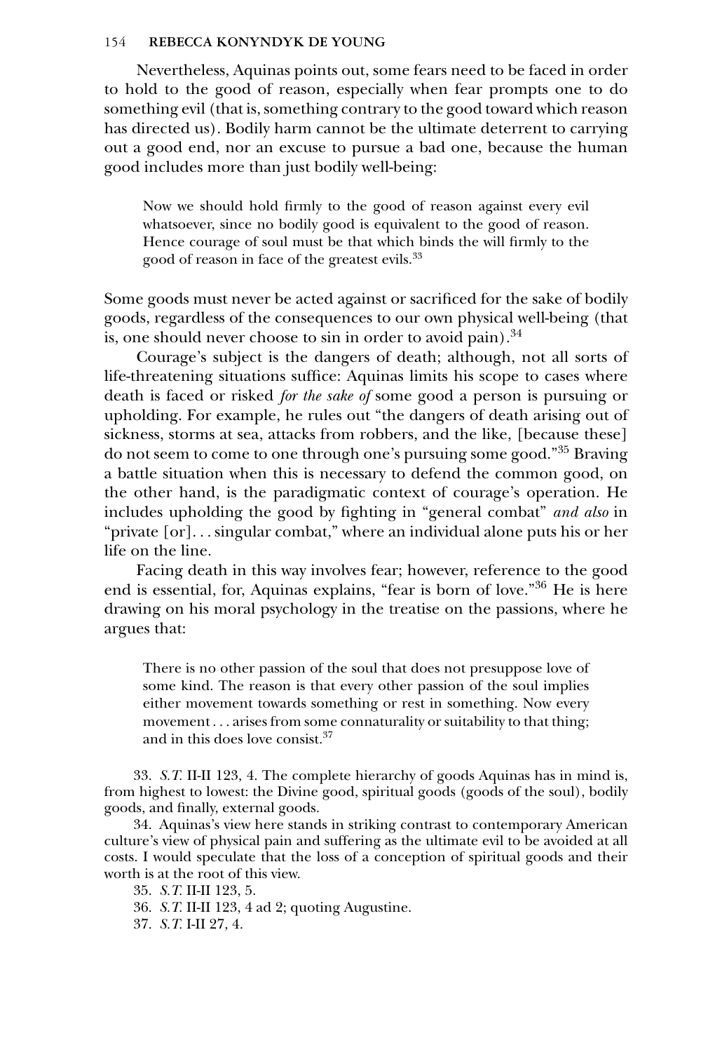Nevertheless, Aquinas points out, some fears need to be faced in order to hold to the good of reason, especially when fear prompts one to do something evil (that is, something contrary to the good toward which reason has directed us). Bodily harm cannot be the ultimate deterrent to carrying out a good end, nor an excuse to pursue a bad one, because the human good includes more than just bodily well-being:

> Now we should hold firmly to the good of reason against every evil whatsoever, since no bodily good is equivalent to the good of reason. Hence courage of soul must be that which binds the will firmly to the good of reason in face of the greatest evils.[33]

Some goods must never be acted against or sacrificed for the sake of bodily goods, regardless of the consequences to our own physical well-being (that is, one should never choose to sin in order to avoid pain).[34]

Courage's subject is the dangers of death; although, not all sorts of life-threatening situations suffice: Aquinas limits his scope to cases where death is faced or risked *for the sake of* some good a person is pursuing or upholding. For example, he rules out "the dangers of death arising out of sickness, storms at sea, attacks from robbers, and the like, [because these] do not seem to come to one through one's pursuing some good."[35] Braving a battle situation when this is necessary to defend the common good, on the other hand, is the paradigmatic context of courage's operation. He includes upholding the good by fighting in "general combat" *and also* in "private [or]. . . singular combat," where an individual alone puts his or her life on the line.

Facing death in this way involves fear; however, reference to the good end is essential, for, Aquinas explains, "fear is born of love."[36] He is here drawing on his moral psychology in the treatise on the passions, where he argues that:

> There is no other passion of the soul that does not presuppose love of some kind. The reason is that every other passion of the soul implies either movement towards something or rest in something. Now every movement . . . arises from some connaturality or suitability to that thing; and in this does love consist.[37]

33. *S.T.* II-II 123, 4. The complete hierarchy of goods Aquinas has in mind is, from highest to lowest: the Divine good, spiritual goods (goods of the soul), bodily goods, and finally, external goods.

34. Aquinas's view here stands in striking contrast to contemporary American culture's view of physical pain and suffering as the ultimate evil to be avoided at all costs. I would speculate that the loss of a conception of spiritual goods and their worth is at the root of this view.

35. *S.T.* II-II 123, 5.

36. *S.T.* II-II 123, 4 ad 2; quoting Augustine.

37. *S.T.* I-II 27, 4.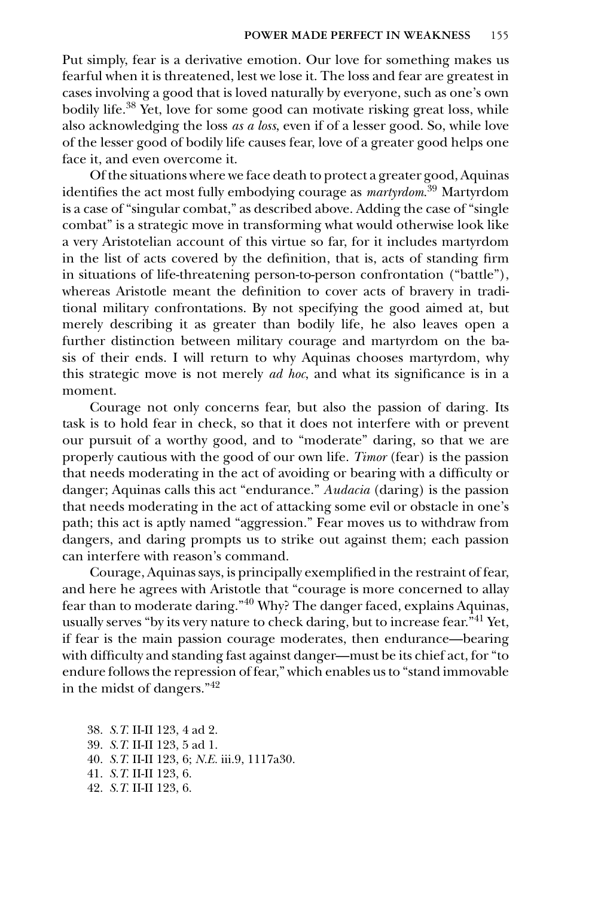Put simply, fear is a derivative emotion. Our love for something makes us fearful when it is threatened, lest we lose it. The loss and fear are greatest in cases involving a good that is loved naturally by everyone, such as one's own bodily life.[38] Yet, love for some good can motivate risking great loss, while also acknowledging the loss *as a loss*, even if of a lesser good. So, while love of the lesser good of bodily life causes fear, love of a greater good helps one face it, and even overcome it.

Of the situations where we face death to protect a greater good, Aquinas identifies the act most fully embodying courage as *martyrdom*.[39] Martyrdom is a case of "singular combat," as described above. Adding the case of "single combat" is a strategic move in transforming what would otherwise look like a very Aristotelian account of this virtue so far, for it includes martyrdom in the list of acts covered by the definition, that is, acts of standing firm in situations of life-threatening person-to-person confrontation ("battle"), whereas Aristotle meant the definition to cover acts of bravery in traditional military confrontations. By not specifying the good aimed at, but merely describing it as greater than bodily life, he also leaves open a further distinction between military courage and martyrdom on the basis of their ends. I will return to why Aquinas chooses martyrdom, why this strategic move is not merely *ad hoc*, and what its significance is in a moment.

Courage not only concerns fear, but also the passion of daring. Its task is to hold fear in check, so that it does not interfere with or prevent our pursuit of a worthy good, and to "moderate" daring, so that we are properly cautious with the good of our own life. *Timor* (fear) is the passion that needs moderating in the act of avoiding or bearing with a difficulty or danger; Aquinas calls this act "endurance." *Audacia* (daring) is the passion that needs moderating in the act of attacking some evil or obstacle in one's path; this act is aptly named "aggression." Fear moves us to withdraw from dangers, and daring prompts us to strike out against them; each passion can interfere with reason's command.

Courage, Aquinas says, is principally exemplified in the restraint of fear, and here he agrees with Aristotle that "courage is more concerned to allay fear than to moderate daring."[40] Why? The danger faced, explains Aquinas, usually serves "by its very nature to check daring, but to increase fear."[41] Yet, if fear is the main passion courage moderates, then endurance—bearing with difficulty and standing fast against danger—must be its chief act, for "to endure follows the repression of fear," which enables us to "stand immovable in the midst of dangers."[42]

38. *S.T.* II-II 123, 4 ad 2.
39. *S.T.* II-II 123, 5 ad 1.
40. *S.T.* II-II 123, 6; *N.E.* iii.9, 1117a30.
41. *S.T.* II-II 123, 6.
42. *S.T.* II-II 123, 6.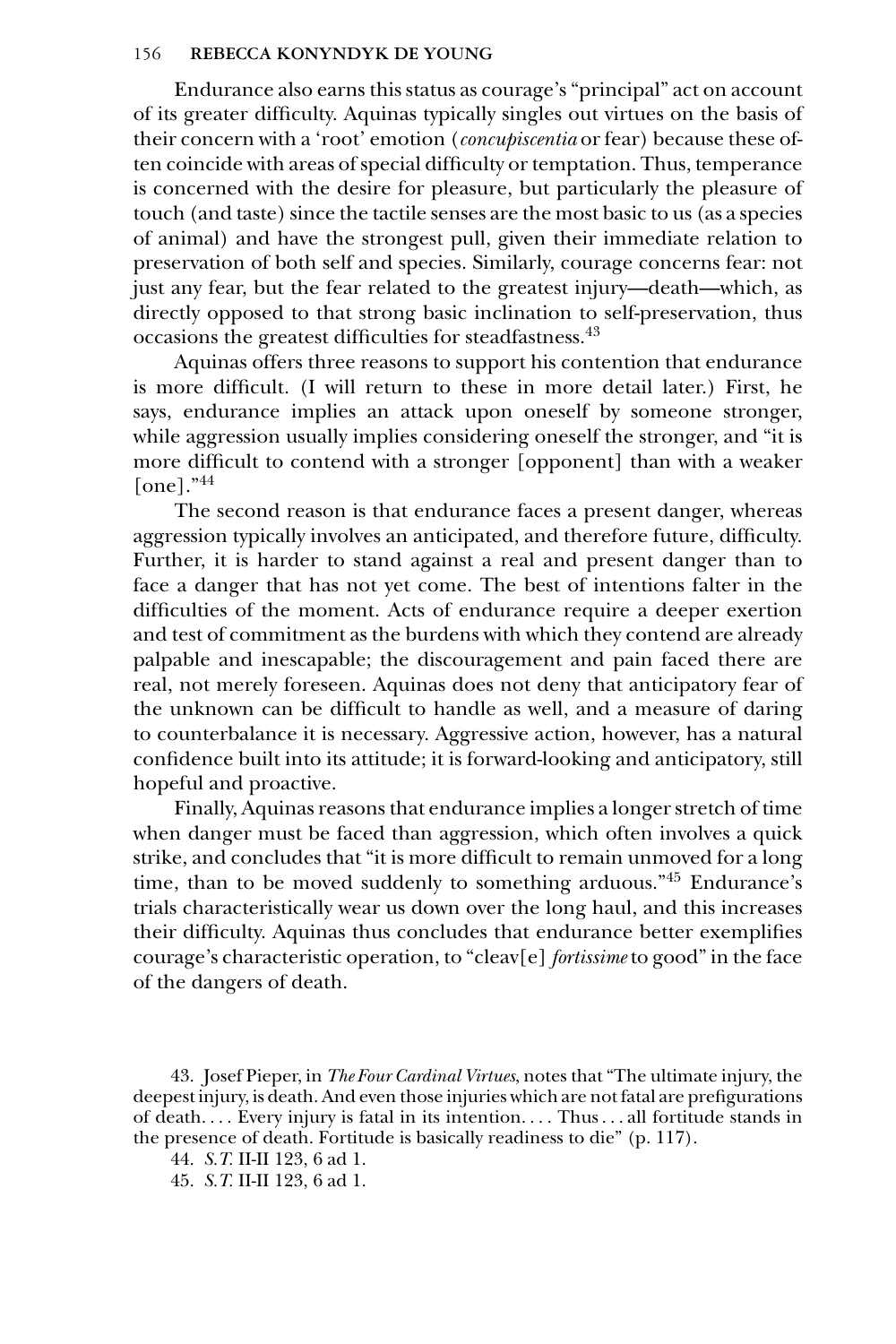Endurance also earns this status as courage's "principal" act on account of its greater difficulty. Aquinas typically singles out virtues on the basis of their concern with a 'root' emotion (*concupiscentia* or fear) because these often coincide with areas of special difficulty or temptation. Thus, temperance is concerned with the desire for pleasure, but particularly the pleasure of touch (and taste) since the tactile senses are the most basic to us (as a species of animal) and have the strongest pull, given their immediate relation to preservation of both self and species. Similarly, courage concerns fear: not just any fear, but the fear related to the greatest injury—death—which, as directly opposed to that strong basic inclination to self-preservation, thus occasions the greatest difficulties for steadfastness.[43]

Aquinas offers three reasons to support his contention that endurance is more difficult. (I will return to these in more detail later.) First, he says, endurance implies an attack upon oneself by someone stronger, while aggression usually implies considering oneself the stronger, and "it is more difficult to contend with a stronger [opponent] than with a weaker [one]."[44]

The second reason is that endurance faces a present danger, whereas aggression typically involves an anticipated, and therefore future, difficulty. Further, it is harder to stand against a real and present danger than to face a danger that has not yet come. The best of intentions falter in the difficulties of the moment. Acts of endurance require a deeper exertion and test of commitment as the burdens with which they contend are already palpable and inescapable; the discouragement and pain faced there are real, not merely foreseen. Aquinas does not deny that anticipatory fear of the unknown can be difficult to handle as well, and a measure of daring to counterbalance it is necessary. Aggressive action, however, has a natural confidence built into its attitude; it is forward-looking and anticipatory, still hopeful and proactive.

Finally, Aquinas reasons that endurance implies a longer stretch of time when danger must be faced than aggression, which often involves a quick strike, and concludes that "it is more difficult to remain unmoved for a long time, than to be moved suddenly to something arduous."[45] Endurance's trials characteristically wear us down over the long haul, and this increases their difficulty. Aquinas thus concludes that endurance better exemplifies courage's characteristic operation, to "cleav[e] *fortissime* to good" in the face of the dangers of death.

43. Josef Pieper, in *The Four Cardinal Virtues*, notes that "The ultimate injury, the deepest injury, is death. And even those injuries which are not fatal are prefigurations of death. . . . Every injury is fatal in its intention. . . . Thus . . . all fortitude stands in the presence of death. Fortitude is basically readiness to die" (p. 117).

44. *S.T.* II-II 123, 6 ad 1.

45. *S.T.* II-II 123, 6 ad 1.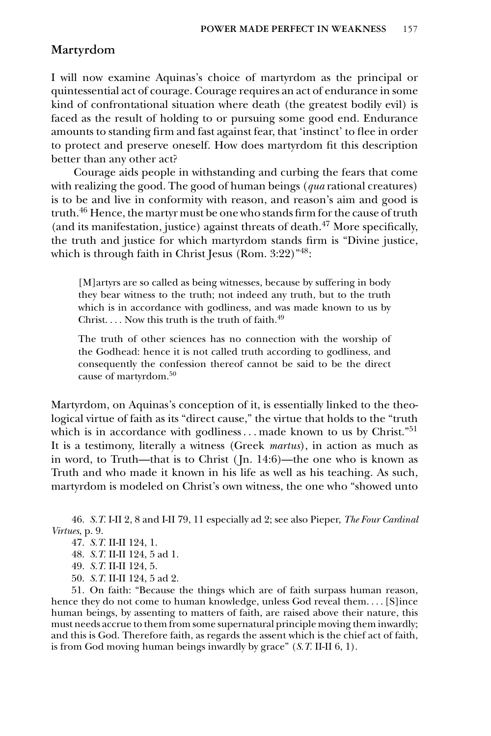## Martyrdom

I will now examine Aquinas's choice of martyrdom as the principal or quintessential act of courage. Courage requires an act of endurance in some kind of confrontational situation where death (the greatest bodily evil) is faced as the result of holding to or pursuing some good end. Endurance amounts to standing firm and fast against fear, that 'instinct' to flee in order to protect and preserve oneself. How does martyrdom fit this description better than any other act?

Courage aids people in withstanding and curbing the fears that come with realizing the good. The good of human beings (*qua* rational creatures) is to be and live in conformity with reason, and reason's aim and good is truth.[46] Hence, the martyr must be one who stands firm for the cause of truth (and its manifestation, justice) against threats of death.[47] More specifically, the truth and justice for which martyrdom stands firm is "Divine justice, which is through faith in Christ Jesus (Rom. 3:22)"[48]:

> [M]artyrs are so called as being witnesses, because by suffering in body they bear witness to the truth; not indeed any truth, but to the truth which is in accordance with godliness, and was made known to us by Christ. . . . Now this truth is the truth of faith.[49]

> The truth of other sciences has no connection with the worship of the Godhead: hence it is not called truth according to godliness, and consequently the confession thereof cannot be said to be the direct cause of martyrdom.[50]

Martyrdom, on Aquinas's conception of it, is essentially linked to the theological virtue of faith as its "direct cause," the virtue that holds to the "truth which is in accordance with godliness . . . made known to us by Christ."[51] It is a testimony, literally a witness (Greek *martus*), in action as much as in word, to Truth—that is to Christ (Jn. 14:6)—the one who is known as Truth and who made it known in his life as well as his teaching. As such, martyrdom is modeled on Christ's own witness, the one who "showed unto

46. *S.T.* I-II 2, 8 and I-II 79, 11 especially ad 2; see also Pieper, *The Four Cardinal Virtues*, p. 9.

47. *S.T.* II-II 124, 1.

48. *S.T.* II-II 124, 5 ad 1.

49. *S.T.* II-II 124, 5.

50. *S.T.* II-II 124, 5 ad 2.

51. On faith: "Because the things which are of faith surpass human reason, hence they do not come to human knowledge, unless God reveal them. . . . [S]ince human beings, by assenting to matters of faith, are raised above their nature, this must needs accrue to them from some supernatural principle moving them inwardly; and this is God. Therefore faith, as regards the assent which is the chief act of faith, is from God moving human beings inwardly by grace" (*S.T.* II-II 6, 1).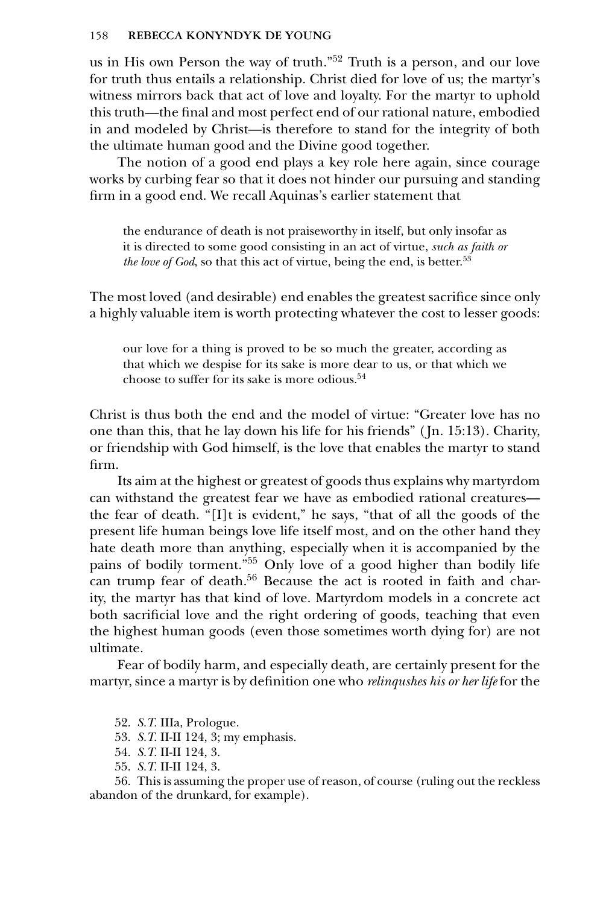us in His own Person the way of truth."[52] Truth is a person, and our love for truth thus entails a relationship. Christ died for love of us; the martyr's witness mirrors back that act of love and loyalty. For the martyr to uphold this truth—the final and most perfect end of our rational nature, embodied in and modeled by Christ—is therefore to stand for the integrity of both the ultimate human good and the Divine good together.

The notion of a good end plays a key role here again, since courage works by curbing fear so that it does not hinder our pursuing and standing firm in a good end. We recall Aquinas's earlier statement that

> the endurance of death is not praiseworthy in itself, but only insofar as it is directed to some good consisting in an act of virtue, *such as faith or the love of God*, so that this act of virtue, being the end, is better.[53]

The most loved (and desirable) end enables the greatest sacrifice since only a highly valuable item is worth protecting whatever the cost to lesser goods:

> our love for a thing is proved to be so much the greater, according as that which we despise for its sake is more dear to us, or that which we choose to suffer for its sake is more odious.[54]

Christ is thus both the end and the model of virtue: "Greater love has no one than this, that he lay down his life for his friends" (Jn. 15:13). Charity, or friendship with God himself, is the love that enables the martyr to stand firm.

Its aim at the highest or greatest of goods thus explains why martyrdom can withstand the greatest fear we have as embodied rational creatures—the fear of death. "[I]t is evident," he says, "that of all the goods of the present life human beings love life itself most, and on the other hand they hate death more than anything, especially when it is accompanied by the pains of bodily torment."[55] Only love of a good higher than bodily life can trump fear of death.[56] Because the act is rooted in faith and charity, the martyr has that kind of love. Martyrdom models in a concrete act both sacrificial love and the right ordering of goods, teaching that even the highest human goods (even those sometimes worth dying for) are not ultimate.

Fear of bodily harm, and especially death, are certainly present for the martyr, since a martyr is by definition one who *relinqushes his or her life* for the

52. *S.T.* IIIa, Prologue.

53. *S.T.* II-II 124, 3; my emphasis.

54. *S.T.* II-II 124, 3.

55. *S.T.* II-II 124, 3.

56. This is assuming the proper use of reason, of course (ruling out the reckless abandon of the drunkard, for example).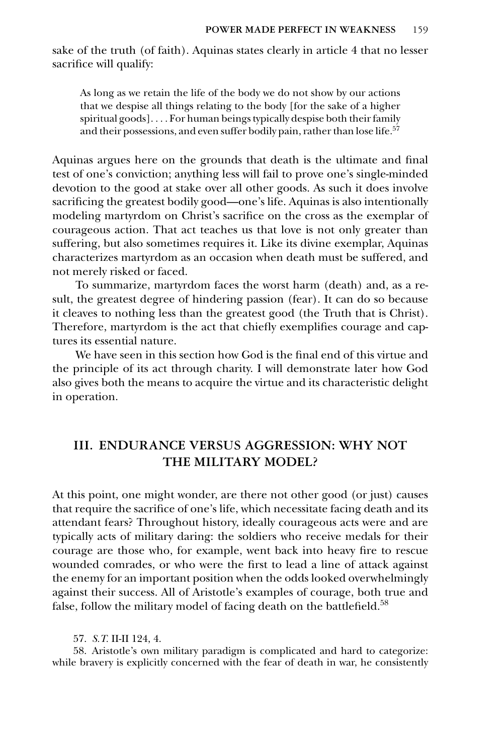sake of the truth (of faith). Aquinas states clearly in article 4 that no lesser sacrifice will qualify:

> As long as we retain the life of the body we do not show by our actions that we despise all things relating to the body [for the sake of a higher spiritual goods]. . . . For human beings typically despise both their family and their possessions, and even suffer bodily pain, rather than lose life.[57]

Aquinas argues here on the grounds that death is the ultimate and final test of one's conviction; anything less will fail to prove one's single-minded devotion to the good at stake over all other goods. As such it does involve sacrificing the greatest bodily good—one's life. Aquinas is also intentionally modeling martyrdom on Christ's sacrifice on the cross as the exemplar of courageous action. That act teaches us that love is not only greater than suffering, but also sometimes requires it. Like its divine exemplar, Aquinas characterizes martyrdom as an occasion when death must be suffered, and not merely risked or faced.

To summarize, martyrdom faces the worst harm (death) and, as a result, the greatest degree of hindering passion (fear). It can do so because it cleaves to nothing less than the greatest good (the Truth that is Christ). Therefore, martyrdom is the act that chiefly exemplifies courage and captures its essential nature.

We have seen in this section how God is the final end of this virtue and the principle of its act through charity. I will demonstrate later how God also gives both the means to acquire the virtue and its characteristic delight in operation.

## III. ENDURANCE VERSUS AGGRESSION: WHY NOT THE MILITARY MODEL?

At this point, one might wonder, are there not other good (or just) causes that require the sacrifice of one's life, which necessitate facing death and its attendant fears? Throughout history, ideally courageous acts were and are typically acts of military daring: the soldiers who receive medals for their courage are those who, for example, went back into heavy fire to rescue wounded comrades, or who were the first to lead a line of attack against the enemy for an important position when the odds looked overwhelmingly against their success. All of Aristotle's examples of courage, both true and false, follow the military model of facing death on the battlefield.[58]

57. *S.T.* II-II 124, 4.

58. Aristotle's own military paradigm is complicated and hard to categorize: while bravery is explicitly concerned with the fear of death in war, he consistently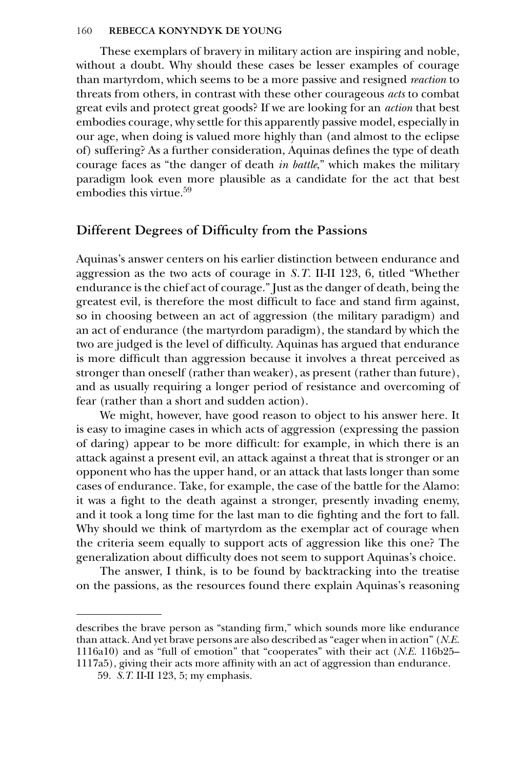These exemplars of bravery in military action are inspiring and noble, without a doubt. Why should these cases be lesser examples of courage than martyrdom, which seems to be a more passive and resigned *reaction* to threats from others, in contrast with these other courageous *acts* to combat great evils and protect great goods? If we are looking for an *action* that best embodies courage, why settle for this apparently passive model, especially in our age, when doing is valued more highly than (and almost to the eclipse of) suffering? As a further consideration, Aquinas defines the type of death courage faces as "the danger of death *in battle*," which makes the military paradigm look even more plausible as a candidate for the act that best embodies this virtue.[59]

## Different Degrees of Difficulty from the Passions

Aquinas's answer centers on his earlier distinction between endurance and aggression as the two acts of courage in *S.T.* II-II 123, 6, titled "Whether endurance is the chief act of courage." Just as the danger of death, being the greatest evil, is therefore the most difficult to face and stand firm against, so in choosing between an act of aggression (the military paradigm) and an act of endurance (the martyrdom paradigm), the standard by which the two are judged is the level of difficulty. Aquinas has argued that endurance is more difficult than aggression because it involves a threat perceived as stronger than oneself (rather than weaker), as present (rather than future), and as usually requiring a longer period of resistance and overcoming of fear (rather than a short and sudden action).

We might, however, have good reason to object to his answer here. It is easy to imagine cases in which acts of aggression (expressing the passion of daring) appear to be more difficult: for example, in which there is an attack against a present evil, an attack against a threat that is stronger or an opponent who has the upper hand, or an attack that lasts longer than some cases of endurance. Take, for example, the case of the battle for the Alamo: it was a fight to the death against a stronger, presently invading enemy, and it took a long time for the last man to die fighting and the fort to fall. Why should we think of martyrdom as the exemplar act of courage when the criteria seem equally to support acts of aggression like this one? The generalization about difficulty does not seem to support Aquinas's choice.

The answer, I think, is to be found by backtracking into the treatise on the passions, as the resources found there explain Aquinas's reasoning

---

describes the brave person as "standing firm," which sounds more like endurance than attack. And yet brave persons are also described as "eager when in action" (*N.E.* 1116a10) and as "full of emotion" that "cooperates" with their act (*N.E.* 116b25–1117a5), giving their acts more affinity with an act of aggression than endurance.

59. *S.T.* II-II 123, 5; my emphasis.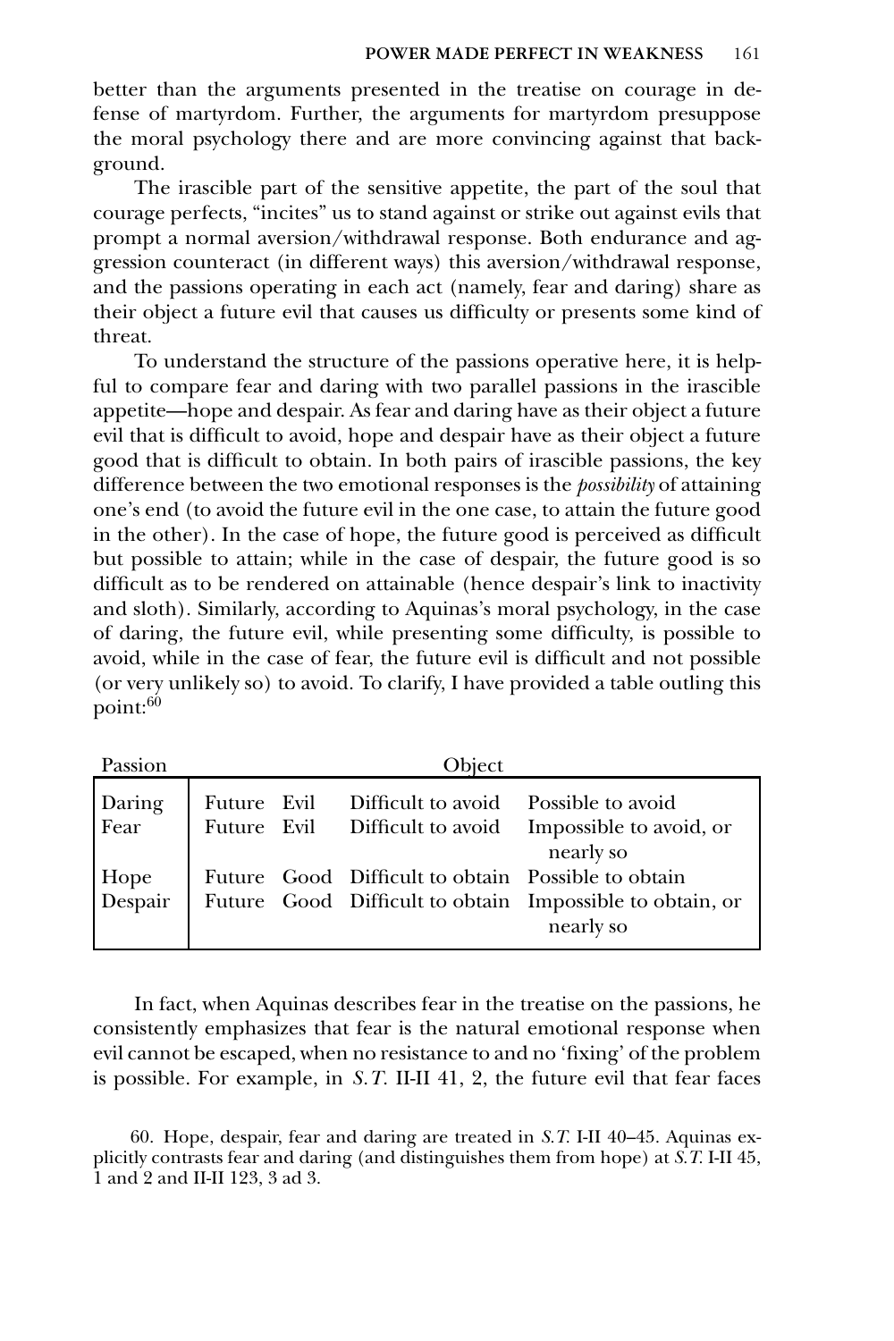better than the arguments presented in the treatise on courage in defense of martyrdom. Further, the arguments for martyrdom presuppose the moral psychology there and are more convincing against that background.

The irascible part of the sensitive appetite, the part of the soul that courage perfects, "incites" us to stand against or strike out against evils that prompt a normal aversion/withdrawal response. Both endurance and aggression counteract (in different ways) this aversion/withdrawal response, and the passions operating in each act (namely, fear and daring) share as their object a future evil that causes us difficulty or presents some kind of threat.

To understand the structure of the passions operative here, it is helpful to compare fear and daring with two parallel passions in the irascible appetite—hope and despair. As fear and daring have as their object a future evil that is difficult to avoid, hope and despair have as their object a future good that is difficult to obtain. In both pairs of irascible passions, the key difference between the two emotional responses is the *possibility* of attaining one's end (to avoid the future evil in the one case, to attain the future good in the other). In the case of hope, the future good is perceived as difficult but possible to attain; while in the case of despair, the future good is so difficult as to be rendered on attainable (hence despair's link to inactivity and sloth). Similarly, according to Aquinas's moral psychology, in the case of daring, the future evil, while presenting some difficulty, is possible to avoid, while in the case of fear, the future evil is difficult and not possible (or very unlikely so) to avoid. To clarify, I have provided a table outling this point:[60]

| Passion | Object | | | |
|---|---|---|---|---|
| Daring | Future | Evil | Difficult to avoid | Possible to avoid |
| Fear | Future | Evil | Difficult to avoid | Impossible to avoid, or nearly so |
| Hope | Future | Good | Difficult to obtain | Possible to obtain |
| Despair | Future | Good | Difficult to obtain | Impossible to obtain, or nearly so |

In fact, when Aquinas describes fear in the treatise on the passions, he consistently emphasizes that fear is the natural emotional response when evil cannot be escaped, when no resistance to and no 'fixing' of the problem is possible. For example, in *S.T.* II-II 41, 2, the future evil that fear faces

60. Hope, despair, fear and daring are treated in *S.T.* I-II 40–45. Aquinas explicitly contrasts fear and daring (and distinguishes them from hope) at *S.T.* I-II 45, 1 and 2 and II-II 123, 3 ad 3.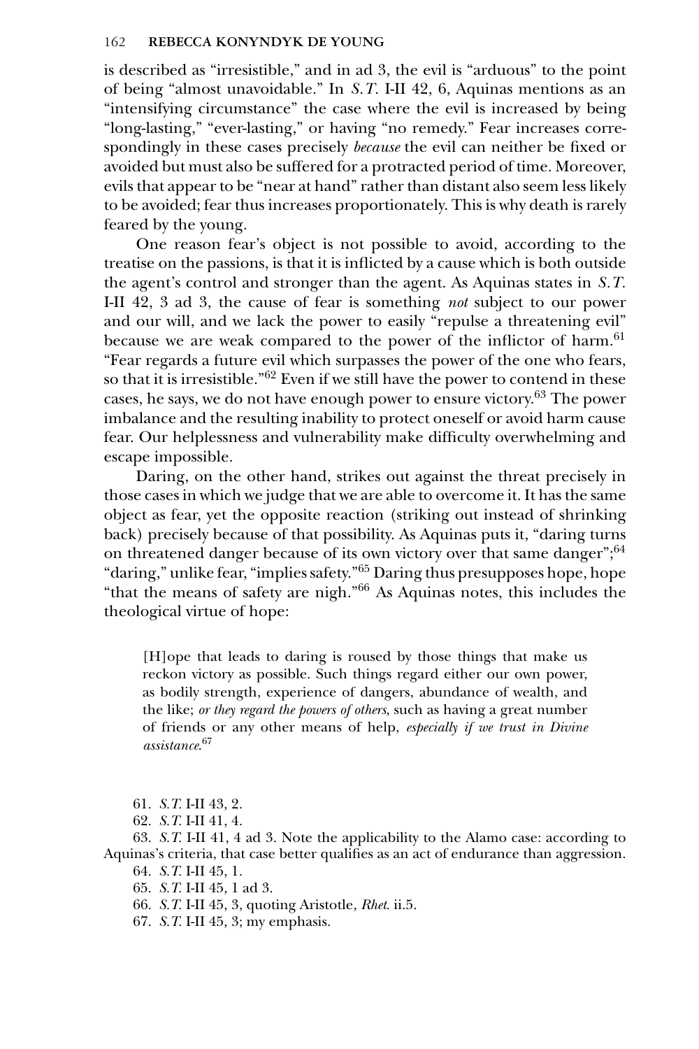is described as "irresistible," and in ad 3, the evil is "arduous" to the point of being "almost unavoidable." In *S.T.* I-II 42, 6, Aquinas mentions as an "intensifying circumstance" the case where the evil is increased by being "long-lasting," "ever-lasting," or having "no remedy." Fear increases correspondingly in these cases precisely *because* the evil can neither be fixed or avoided but must also be suffered for a protracted period of time. Moreover, evils that appear to be "near at hand" rather than distant also seem less likely to be avoided; fear thus increases proportionately. This is why death is rarely feared by the young.

One reason fear's object is not possible to avoid, according to the treatise on the passions, is that it is inflicted by a cause which is both outside the agent's control and stronger than the agent. As Aquinas states in *S.T.* I-II 42, 3 ad 3, the cause of fear is something *not* subject to our power and our will, and we lack the power to easily "repulse a threatening evil" because we are weak compared to the power of the inflictor of harm.[61] "Fear regards a future evil which surpasses the power of the one who fears, so that it is irresistible."[62] Even if we still have the power to contend in these cases, he says, we do not have enough power to ensure victory.[63] The power imbalance and the resulting inability to protect oneself or avoid harm cause fear. Our helplessness and vulnerability make difficulty overwhelming and escape impossible.

Daring, on the other hand, strikes out against the threat precisely in those cases in which we judge that we are able to overcome it. It has the same object as fear, yet the opposite reaction (striking out instead of shrinking back) precisely because of that possibility. As Aquinas puts it, "daring turns on threatened danger because of its own victory over that same danger";[64] "daring," unlike fear, "implies safety."[65] Daring thus presupposes hope, hope "that the means of safety are nigh."[66] As Aquinas notes, this includes the theological virtue of hope:

> [H]ope that leads to daring is roused by those things that make us reckon victory as possible. Such things regard either our own power, as bodily strength, experience of dangers, abundance of wealth, and the like; *or they regard the powers of others*, such as having a great number of friends or any other means of help, *especially if we trust in Divine assistance*.[67]

61. *S.T.* I-II 43, 2.
62. *S.T.* I-II 41, 4.
63. *S.T.* I-II 41, 4 ad 3. Note the applicability to the Alamo case: according to Aquinas's criteria, that case better qualifies as an act of endurance than aggression.
64. *S.T.* I-II 45, 1.
65. *S.T.* I-II 45, 1 ad 3.
66. *S.T.* I-II 45, 3, quoting Aristotle, *Rhet.* ii.5.
67. *S.T.* I-II 45, 3; my emphasis.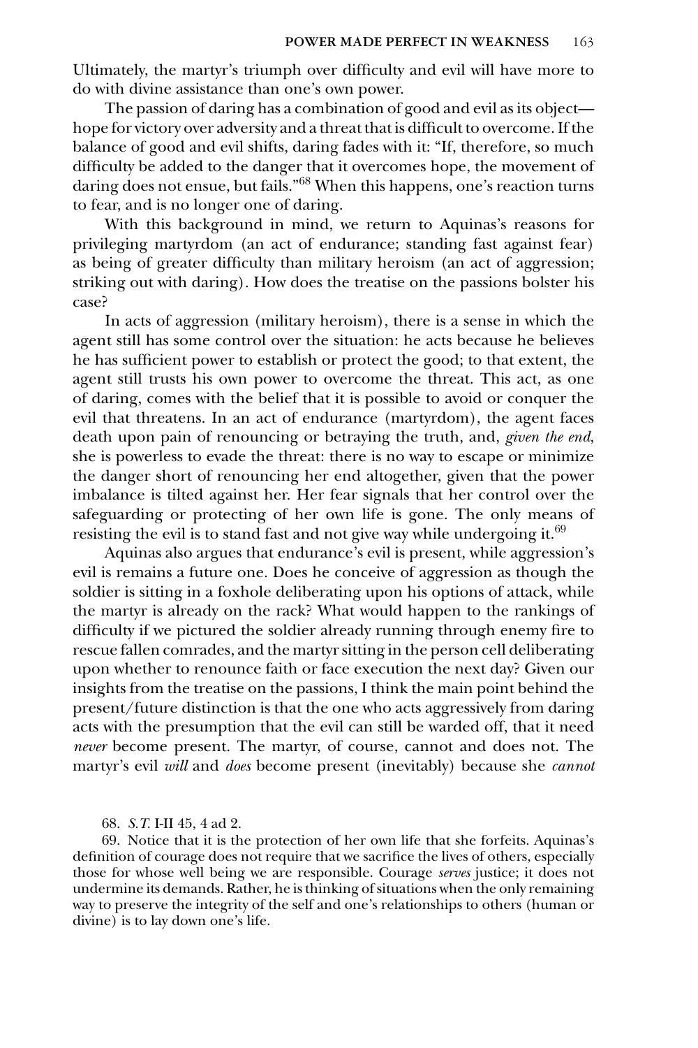Ultimately, the martyr's triumph over difficulty and evil will have more to do with divine assistance than one's own power.

The passion of daring has a combination of good and evil as its object—hope for victory over adversity and a threat that is difficult to overcome. If the balance of good and evil shifts, daring fades with it: "If, therefore, so much difficulty be added to the danger that it overcomes hope, the movement of daring does not ensue, but fails."[68] When this happens, one's reaction turns to fear, and is no longer one of daring.

With this background in mind, we return to Aquinas's reasons for privileging martyrdom (an act of endurance; standing fast against fear) as being of greater difficulty than military heroism (an act of aggression; striking out with daring). How does the treatise on the passions bolster his case?

In acts of aggression (military heroism), there is a sense in which the agent still has some control over the situation: he acts because he believes he has sufficient power to establish or protect the good; to that extent, the agent still trusts his own power to overcome the threat. This act, as one of daring, comes with the belief that it is possible to avoid or conquer the evil that threatens. In an act of endurance (martyrdom), the agent faces death upon pain of renouncing or betraying the truth, and, *given the end*, she is powerless to evade the threat: there is no way to escape or minimize the danger short of renouncing her end altogether, given that the power imbalance is tilted against her. Her fear signals that her control over the safeguarding or protecting of her own life is gone. The only means of resisting the evil is to stand fast and not give way while undergoing it.[69]

Aquinas also argues that endurance's evil is present, while aggression's evil is remains a future one. Does he conceive of aggression as though the soldier is sitting in a foxhole deliberating upon his options of attack, while the martyr is already on the rack? What would happen to the rankings of difficulty if we pictured the soldier already running through enemy fire to rescue fallen comrades, and the martyr sitting in the person cell deliberating upon whether to renounce faith or face execution the next day? Given our insights from the treatise on the passions, I think the main point behind the present/future distinction is that the one who acts aggressively from daring acts with the presumption that the evil can still be warded off, that it need *never* become present. The martyr, of course, cannot and does not. The martyr's evil *will* and *does* become present (inevitably) because she *cannot*

68. *S.T.* I-II 45, 4 ad 2.

69. Notice that it is the protection of her own life that she forfeits. Aquinas's definition of courage does not require that we sacrifice the lives of others, especially those for whose well being we are responsible. Courage *serves* justice; it does not undermine its demands. Rather, he is thinking of situations when the only remaining way to preserve the integrity of the self and one's relationships to others (human or divine) is to lay down one's life.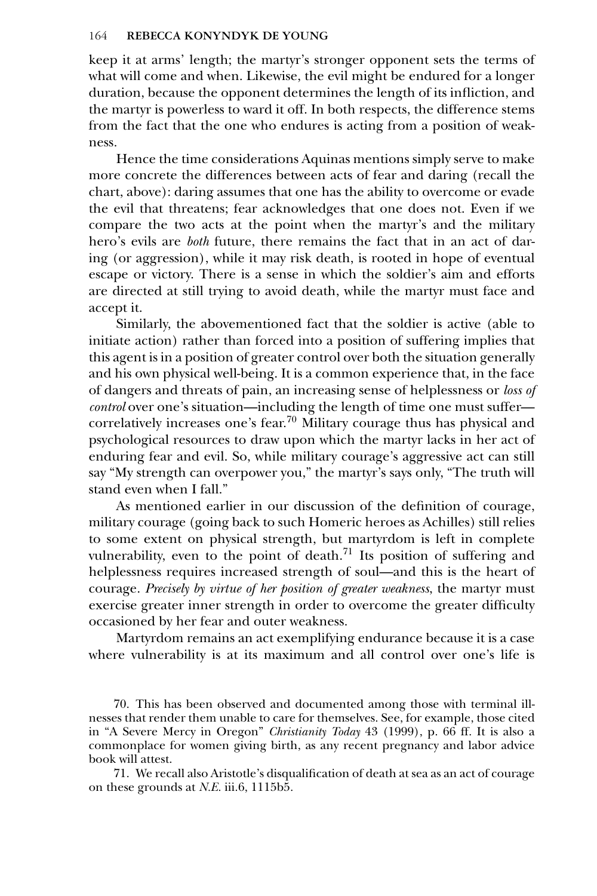keep it at arms' length; the martyr's stronger opponent sets the terms of what will come and when. Likewise, the evil might be endured for a longer duration, because the opponent determines the length of its infliction, and the martyr is powerless to ward it off. In both respects, the difference stems from the fact that the one who endures is acting from a position of weakness.

Hence the time considerations Aquinas mentions simply serve to make more concrete the differences between acts of fear and daring (recall the chart, above): daring assumes that one has the ability to overcome or evade the evil that threatens; fear acknowledges that one does not. Even if we compare the two acts at the point when the martyr's and the military hero's evils are *both* future, there remains the fact that in an act of daring (or aggression), while it may risk death, is rooted in hope of eventual escape or victory. There is a sense in which the soldier's aim and efforts are directed at still trying to avoid death, while the martyr must face and accept it.

Similarly, the abovementioned fact that the soldier is active (able to initiate action) rather than forced into a position of suffering implies that this agent is in a position of greater control over both the situation generally and his own physical well-being. It is a common experience that, in the face of dangers and threats of pain, an increasing sense of helplessness or *loss of control* over one's situation—including the length of time one must suffer—correlatively increases one's fear.[70] Military courage thus has physical and psychological resources to draw upon which the martyr lacks in her act of enduring fear and evil. So, while military courage's aggressive act can still say "My strength can overpower you," the martyr's says only, "The truth will stand even when I fall."

As mentioned earlier in our discussion of the definition of courage, military courage (going back to such Homeric heroes as Achilles) still relies to some extent on physical strength, but martyrdom is left in complete vulnerability, even to the point of death.[71] Its position of suffering and helplessness requires increased strength of soul—and this is the heart of courage. *Precisely by virtue of her position of greater weakness*, the martyr must exercise greater inner strength in order to overcome the greater difficulty occasioned by her fear and outer weakness.

Martyrdom remains an act exemplifying endurance because it is a case where vulnerability is at its maximum and all control over one's life is

70. This has been observed and documented among those with terminal illnesses that render them unable to care for themselves. See, for example, those cited in "A Severe Mercy in Oregon" *Christianity Today* 43 (1999), p. 66 ff. It is also a commonplace for women giving birth, as any recent pregnancy and labor advice book will attest.

71. We recall also Aristotle's disqualification of death at sea as an act of courage on these grounds at *N.E.* iii.6, 1115b5.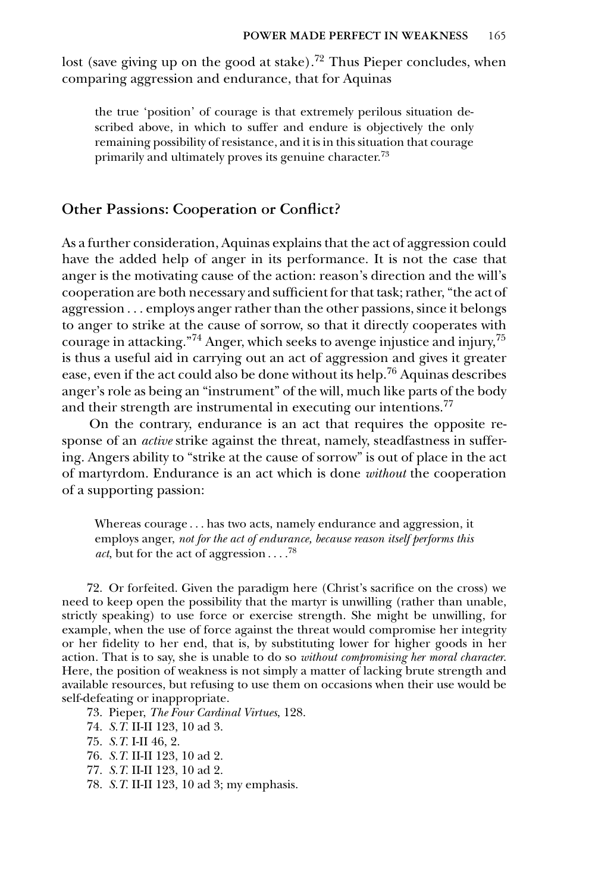lost (save giving up on the good at stake).[72] Thus Pieper concludes, when comparing aggression and endurance, that for Aquinas

> the true 'position' of courage is that extremely perilous situation described above, in which to suffer and endure is objectively the only remaining possibility of resistance, and it is in this situation that courage primarily and ultimately proves its genuine character.[73]

## Other Passions: Cooperation or Conflict?

As a further consideration, Aquinas explains that the act of aggression could have the added help of anger in its performance. It is not the case that anger is the motivating cause of the action: reason's direction and the will's cooperation are both necessary and sufficient for that task; rather, "the act of aggression . . . employs anger rather than the other passions, since it belongs to anger to strike at the cause of sorrow, so that it directly cooperates with courage in attacking."[74] Anger, which seeks to avenge injustice and injury,[75] is thus a useful aid in carrying out an act of aggression and gives it greater ease, even if the act could also be done without its help.[76] Aquinas describes anger's role as being an "instrument" of the will, much like parts of the body and their strength are instrumental in executing our intentions.[77]

On the contrary, endurance is an act that requires the opposite response of an *active* strike against the threat, namely, steadfastness in suffering. Angers ability to "strike at the cause of sorrow" is out of place in the act of martyrdom. Endurance is an act which is done *without* the cooperation of a supporting passion:

> Whereas courage . . . has two acts, namely endurance and aggression, it employs anger, *not for the act of endurance, because reason itself performs this act*, but for the act of aggression . . . .[78]

72. Or forfeited. Given the paradigm here (Christ's sacrifice on the cross) we need to keep open the possibility that the martyr is unwilling (rather than unable, strictly speaking) to use force or exercise strength. She might be unwilling, for example, when the use of force against the threat would compromise her integrity or her fidelity to her end, that is, by substituting lower for higher goods in her action. That is to say, she is unable to do so *without compromising her moral character*. Here, the position of weakness is not simply a matter of lacking brute strength and available resources, but refusing to use them on occasions when their use would be self-defeating or inappropriate.

73. Pieper, *The Four Cardinal Virtues*, 128.

74. *S.T.* II-II 123, 10 ad 3.

75. *S.T.* I-II 46, 2.

76. *S.T.* II-II 123, 10 ad 2.

77. *S.T.* II-II 123, 10 ad 2.

78. *S.T.* II-II 123, 10 ad 3; my emphasis.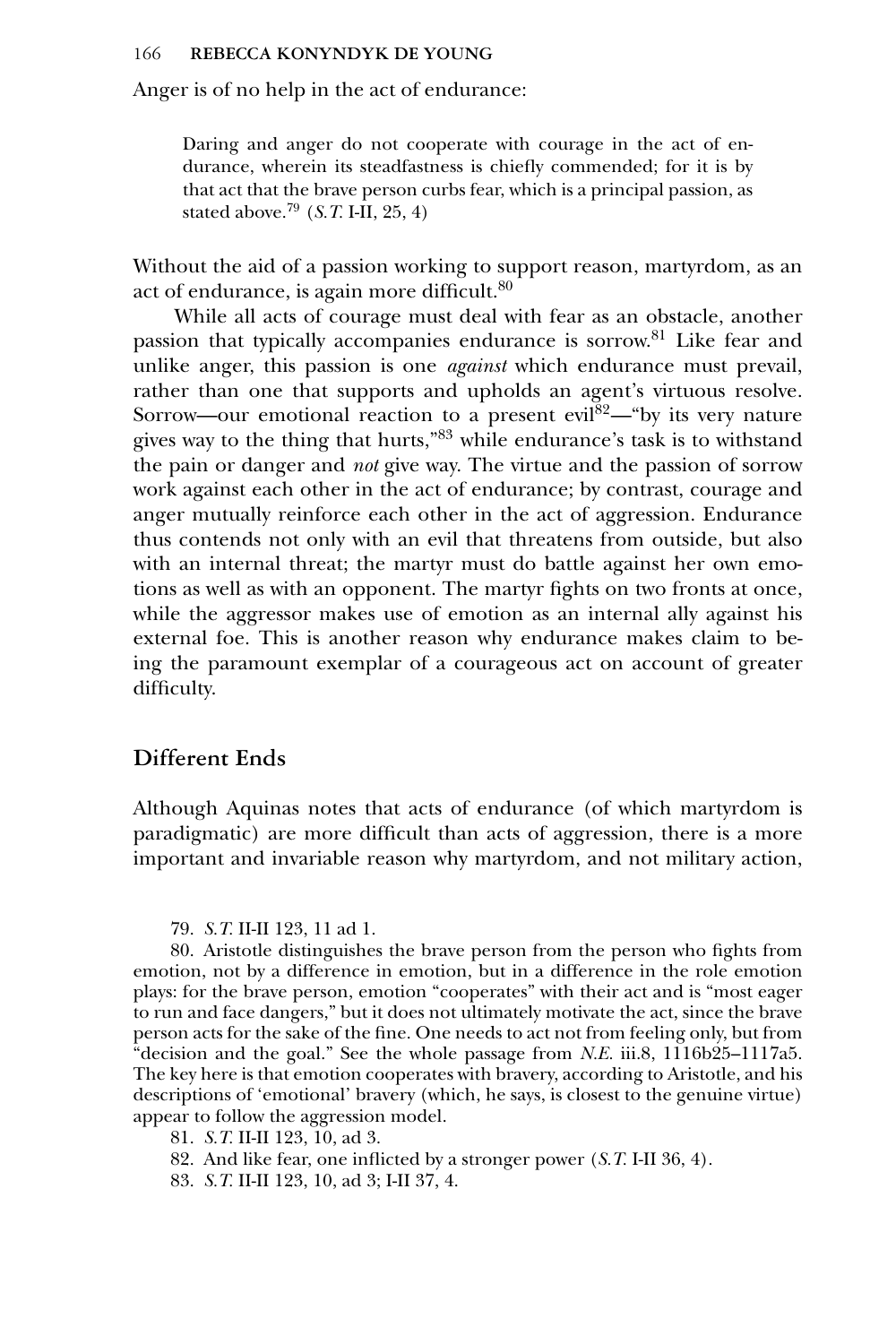Anger is of no help in the act of endurance:

> Daring and anger do not cooperate with courage in the act of endurance, wherein its steadfastness is chiefly commended; for it is by that act that the brave person curbs fear, which is a principal passion, as stated above.[79] (*S.T.* I-II, 25, 4)

Without the aid of a passion working to support reason, martyrdom, as an act of endurance, is again more difficult.[80]

While all acts of courage must deal with fear as an obstacle, another passion that typically accompanies endurance is sorrow.[81] Like fear and unlike anger, this passion is one *against* which endurance must prevail, rather than one that supports and upholds an agent's virtuous resolve. Sorrow—our emotional reaction to a present evil[82]—"by its very nature gives way to the thing that hurts,"[83] while endurance's task is to withstand the pain or danger and *not* give way. The virtue and the passion of sorrow work against each other in the act of endurance; by contrast, courage and anger mutually reinforce each other in the act of aggression. Endurance thus contends not only with an evil that threatens from outside, but also with an internal threat; the martyr must do battle against her own emotions as well as with an opponent. The martyr fights on two fronts at once, while the aggressor makes use of emotion as an internal ally against his external foe. This is another reason why endurance makes claim to being the paramount exemplar of a courageous act on account of greater difficulty.

## Different Ends

Although Aquinas notes that acts of endurance (of which martyrdom is paradigmatic) are more difficult than acts of aggression, there is a more important and invariable reason why martyrdom, and not military action,

---

79. *S.T.* II-II 123, 11 ad 1.

80. Aristotle distinguishes the brave person from the person who fights from emotion, not by a difference in emotion, but in a difference in the role emotion plays: for the brave person, emotion "cooperates" with their act and is "most eager to run and face dangers," but it does not ultimately motivate the act, since the brave person acts for the sake of the fine. One needs to act not from feeling only, but from "decision and the goal." See the whole passage from *N.E.* iii.8, 1116b25–1117a5. The key here is that emotion cooperates with bravery, according to Aristotle, and his descriptions of 'emotional' bravery (which, he says, is closest to the genuine virtue) appear to follow the aggression model.

81. *S.T.* II-II 123, 10, ad 3.

82. And like fear, one inflicted by a stronger power (*S.T.* I-II 36, 4).

83. *S.T.* II-II 123, 10, ad 3; I-II 37, 4.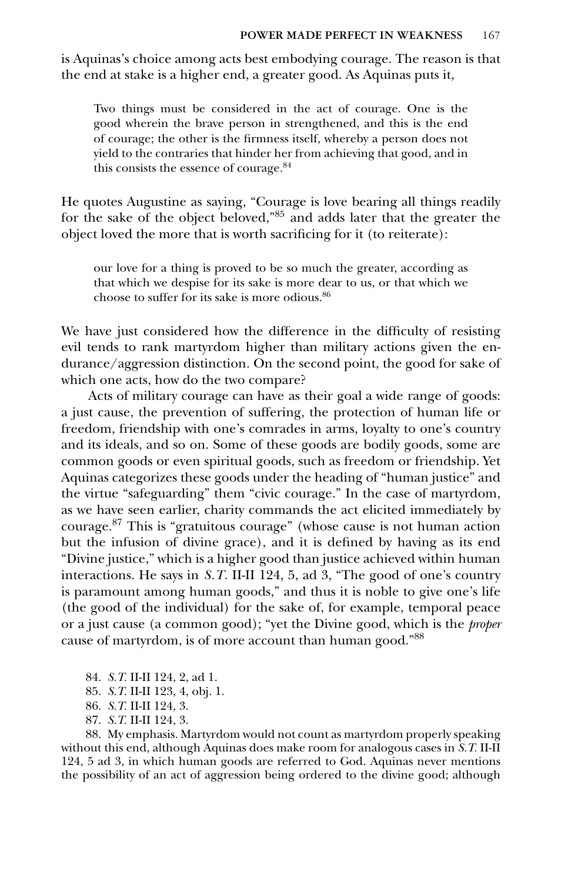is Aquinas's choice among acts best embodying courage. The reason is that the end at stake is a higher end, a greater good. As Aquinas puts it,

> Two things must be considered in the act of courage. One is the good wherein the brave person in strengthened, and this is the end of courage; the other is the firmness itself, whereby a person does not yield to the contraries that hinder her from achieving that good, and in this consists the essence of courage.[84]

He quotes Augustine as saying, "Courage is love bearing all things readily for the sake of the object beloved,"[85] and adds later that the greater the object loved the more that is worth sacrificing for it (to reiterate):

> our love for a thing is proved to be so much the greater, according as that which we despise for its sake is more dear to us, or that which we choose to suffer for its sake is more odious.[86]

We have just considered how the difference in the difficulty of resisting evil tends to rank martyrdom higher than military actions given the endurance/aggression distinction. On the second point, the good for sake of which one acts, how do the two compare?

Acts of military courage can have as their goal a wide range of goods: a just cause, the prevention of suffering, the protection of human life or freedom, friendship with one's comrades in arms, loyalty to one's country and its ideals, and so on. Some of these goods are bodily goods, some are common goods or even spiritual goods, such as freedom or friendship. Yet Aquinas categorizes these goods under the heading of "human justice" and the virtue "safeguarding" them "civic courage." In the case of martyrdom, as we have seen earlier, charity commands the act elicited immediately by courage.[87] This is "gratuitous courage" (whose cause is not human action but the infusion of divine grace), and it is defined by having as its end "Divine justice," which is a higher good than justice achieved within human interactions. He says in *S.T.* II-II 124, 5, ad 3, "The good of one's country is paramount among human goods," and thus it is noble to give one's life (the good of the individual) for the sake of, for example, temporal peace or a just cause (a common good); "yet the Divine good, which is the *proper* cause of martyrdom, is of more account than human good."[88]

84. *S.T.* II-II 124, 2, ad 1.

85. *S.T.* II-II 123, 4, obj. 1.

86. *S.T.* II-II 124, 3.

87. *S.T.* II-II 124, 3.

88. My emphasis. Martyrdom would not count as martyrdom properly speaking without this end, although Aquinas does make room for analogous cases in *S.T.* II-II 124, 5 ad 3, in which human goods are referred to God. Aquinas never mentions the possibility of an act of aggression being ordered to the divine good; although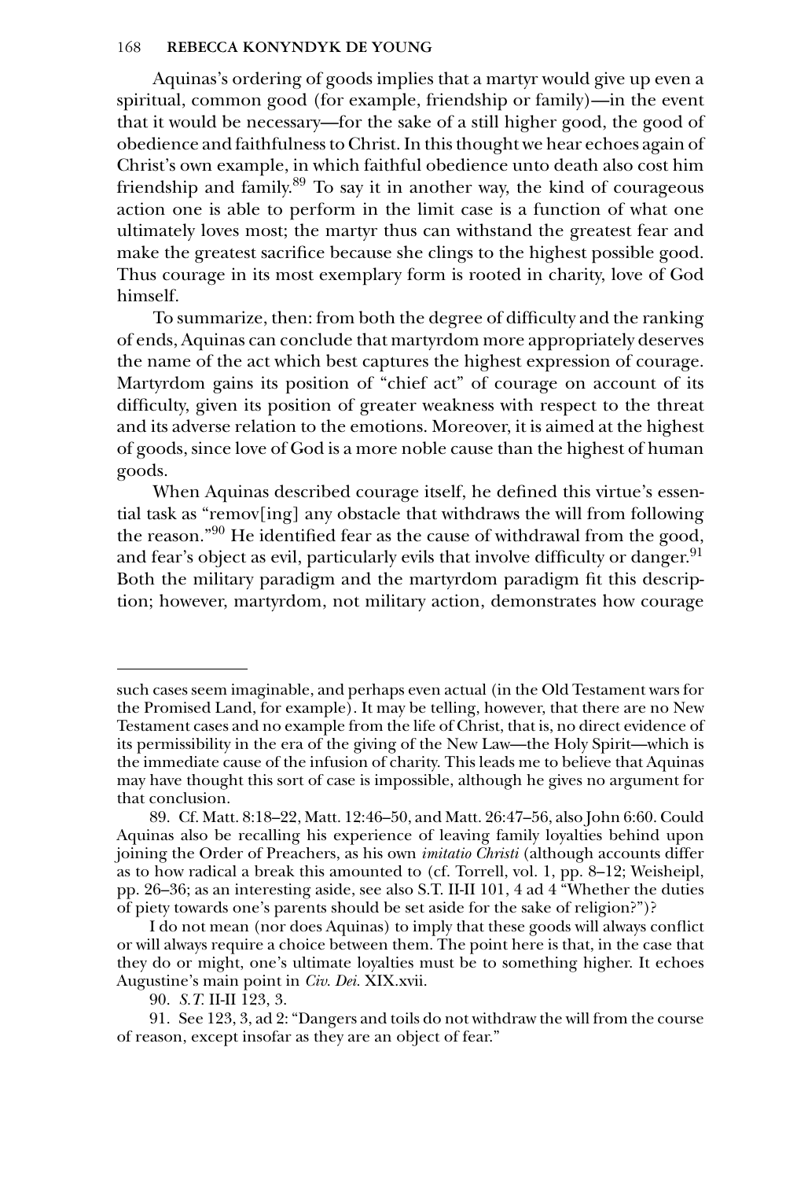Aquinas's ordering of goods implies that a martyr would give up even a spiritual, common good (for example, friendship or family)—in the event that it would be necessary—for the sake of a still higher good, the good of obedience and faithfulness to Christ. In this thought we hear echoes again of Christ's own example, in which faithful obedience unto death also cost him friendship and family.[89] To say it in another way, the kind of courageous action one is able to perform in the limit case is a function of what one ultimately loves most; the martyr thus can withstand the greatest fear and make the greatest sacrifice because she clings to the highest possible good. Thus courage in its most exemplary form is rooted in charity, love of God himself.

To summarize, then: from both the degree of difficulty and the ranking of ends, Aquinas can conclude that martyrdom more appropriately deserves the name of the act which best captures the highest expression of courage. Martyrdom gains its position of "chief act" of courage on account of its difficulty, given its position of greater weakness with respect to the threat and its adverse relation to the emotions. Moreover, it is aimed at the highest of goods, since love of God is a more noble cause than the highest of human goods.

When Aquinas described courage itself, he defined this virtue's essential task as "remov[ing] any obstacle that withdraws the will from following the reason."[90] He identified fear as the cause of withdrawal from the good, and fear's object as evil, particularly evils that involve difficulty or danger.[91] Both the military paradigm and the martyrdom paradigm fit this description; however, martyrdom, not military action, demonstrates how courage

---

such cases seem imaginable, and perhaps even actual (in the Old Testament wars for the Promised Land, for example). It may be telling, however, that there are no New Testament cases and no example from the life of Christ, that is, no direct evidence of its permissibility in the era of the giving of the New Law—the Holy Spirit—which is the immediate cause of the infusion of charity. This leads me to believe that Aquinas may have thought this sort of case is impossible, although he gives no argument for that conclusion.

89. Cf. Matt. 8:18–22, Matt. 12:46–50, and Matt. 26:47–56, also John 6:60. Could Aquinas also be recalling his experience of leaving family loyalties behind upon joining the Order of Preachers, as his own *imitatio Christi* (although accounts differ as to how radical a break this amounted to (cf. Torrell, vol. 1, pp. 8–12; Weisheipl, pp. 26–36; as an interesting aside, see also S.T. II-II 101, 4 ad 4 "Whether the duties of piety towards one's parents should be set aside for the sake of religion?")?

I do not mean (nor does Aquinas) to imply that these goods will always conflict or will always require a choice between them. The point here is that, in the case that they do or might, one's ultimate loyalties must be to something higher. It echoes Augustine's main point in *Civ. Dei.* XIX.xvii.

90. *S.T.* II-II 123, 3.

91. See 123, 3, ad 2: "Dangers and toils do not withdraw the will from the course of reason, except insofar as they are an object of fear."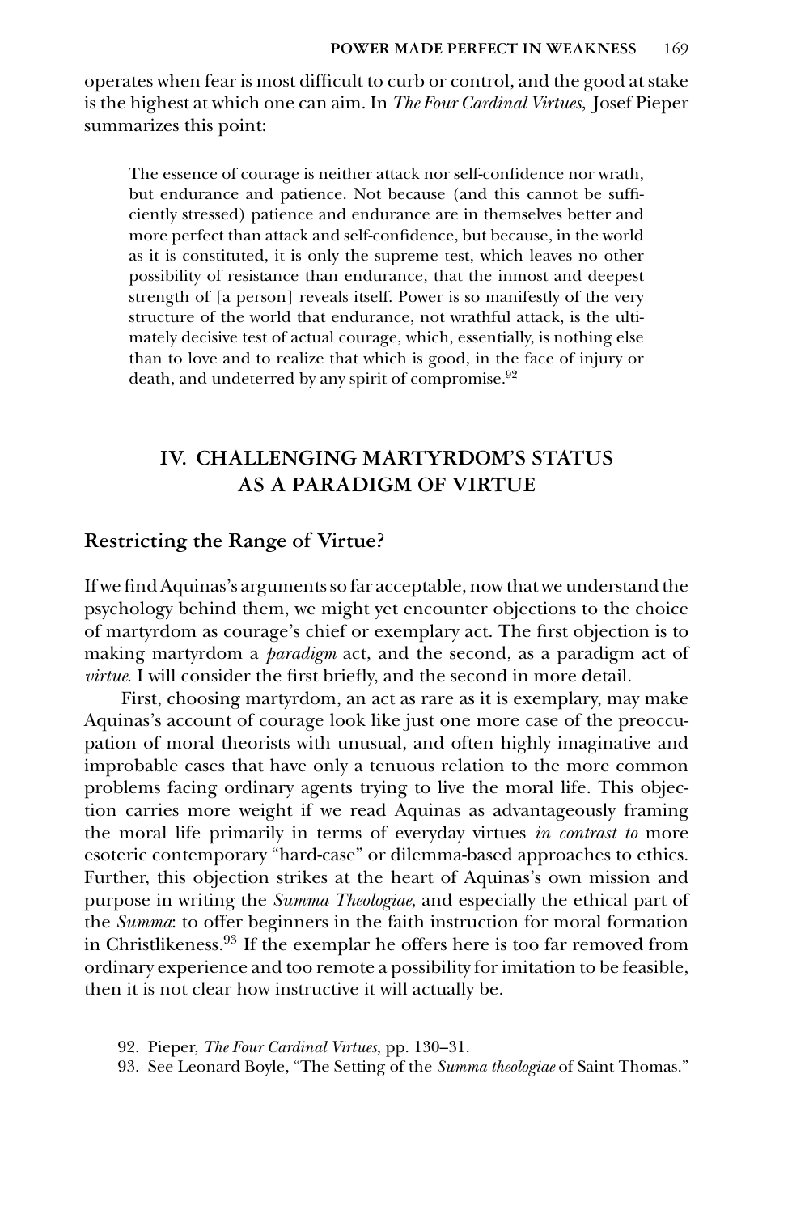operates when fear is most difficult to curb or control, and the good at stake is the highest at which one can aim. In *The Four Cardinal Virtues*, Josef Pieper summarizes this point:

> The essence of courage is neither attack nor self-confidence nor wrath, but endurance and patience. Not because (and this cannot be sufficiently stressed) patience and endurance are in themselves better and more perfect than attack and self-confidence, but because, in the world as it is constituted, it is only the supreme test, which leaves no other possibility of resistance than endurance, that the inmost and deepest strength of [a person] reveals itself. Power is so manifestly of the very structure of the world that endurance, not wrathful attack, is the ultimately decisive test of actual courage, which, essentially, is nothing else than to love and to realize that which is good, in the face of injury or death, and undeterred by any spirit of compromise.[92]

## IV. CHALLENGING MARTYRDOM'S STATUS AS A PARADIGM OF VIRTUE

### Restricting the Range of Virtue?

If we find Aquinas's arguments so far acceptable, now that we understand the psychology behind them, we might yet encounter objections to the choice of martyrdom as courage's chief or exemplary act. The first objection is to making martyrdom a *paradigm* act, and the second, as a paradigm act of *virtue*. I will consider the first briefly, and the second in more detail.

First, choosing martyrdom, an act as rare as it is exemplary, may make Aquinas's account of courage look like just one more case of the preoccupation of moral theorists with unusual, and often highly imaginative and improbable cases that have only a tenuous relation to the more common problems facing ordinary agents trying to live the moral life. This objection carries more weight if we read Aquinas as advantageously framing the moral life primarily in terms of everyday virtues *in contrast to* more esoteric contemporary "hard-case" or dilemma-based approaches to ethics. Further, this objection strikes at the heart of Aquinas's own mission and purpose in writing the *Summa Theologiae*, and especially the ethical part of the *Summa*: to offer beginners in the faith instruction for moral formation in Christlikeness.[93] If the exemplar he offers here is too far removed from ordinary experience and too remote a possibility for imitation to be feasible, then it is not clear how instructive it will actually be.

92. Pieper, *The Four Cardinal Virtues*, pp. 130–31.

93. See Leonard Boyle, "The Setting of the *Summa theologiae* of Saint Thomas."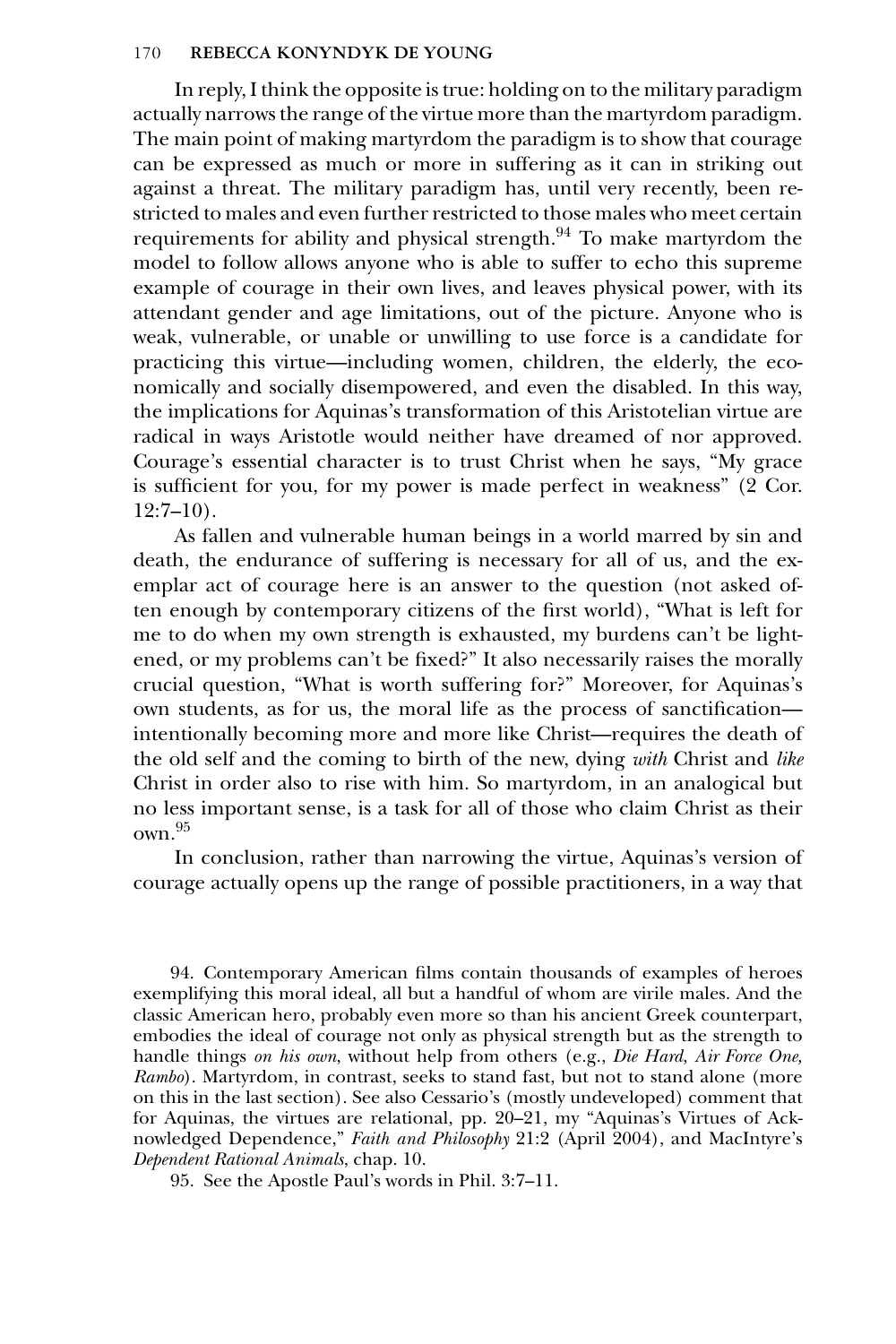In reply, I think the opposite is true: holding on to the military paradigm actually narrows the range of the virtue more than the martyrdom paradigm. The main point of making martyrdom the paradigm is to show that courage can be expressed as much or more in suffering as it can in striking out against a threat. The military paradigm has, until very recently, been restricted to males and even further restricted to those males who meet certain requirements for ability and physical strength.[94] To make martyrdom the model to follow allows anyone who is able to suffer to echo this supreme example of courage in their own lives, and leaves physical power, with its attendant gender and age limitations, out of the picture. Anyone who is weak, vulnerable, or unable or unwilling to use force is a candidate for practicing this virtue—including women, children, the elderly, the economically and socially disempowered, and even the disabled. In this way, the implications for Aquinas's transformation of this Aristotelian virtue are radical in ways Aristotle would neither have dreamed of nor approved. Courage's essential character is to trust Christ when he says, "My grace is sufficient for you, for my power is made perfect in weakness" (2 Cor. 12:7–10).

As fallen and vulnerable human beings in a world marred by sin and death, the endurance of suffering is necessary for all of us, and the exemplar act of courage here is an answer to the question (not asked often enough by contemporary citizens of the first world), "What is left for me to do when my own strength is exhausted, my burdens can't be lightened, or my problems can't be fixed?" It also necessarily raises the morally crucial question, "What is worth suffering for?" Moreover, for Aquinas's own students, as for us, the moral life as the process of sanctification—intentionally becoming more and more like Christ—requires the death of the old self and the coming to birth of the new, dying *with* Christ and *like* Christ in order also to rise with him. So martyrdom, in an analogical but no less important sense, is a task for all of those who claim Christ as their own.[95]

In conclusion, rather than narrowing the virtue, Aquinas's version of courage actually opens up the range of possible practitioners, in a way that

94. Contemporary American films contain thousands of examples of heroes exemplifying this moral ideal, all but a handful of whom are virile males. And the classic American hero, probably even more so than his ancient Greek counterpart, embodies the ideal of courage not only as physical strength but as the strength to handle things *on his own*, without help from others (e.g., *Die Hard*, *Air Force One, Rambo*). Martyrdom, in contrast, seeks to stand fast, but not to stand alone (more on this in the last section). See also Cessario's (mostly undeveloped) comment that for Aquinas, the virtues are relational, pp. 20–21, my "Aquinas's Virtues of Acknowledged Dependence," *Faith and Philosophy* 21:2 (April 2004), and MacIntyre's *Dependent Rational Animals*, chap. 10.

95. See the Apostle Paul's words in Phil. 3:7–11.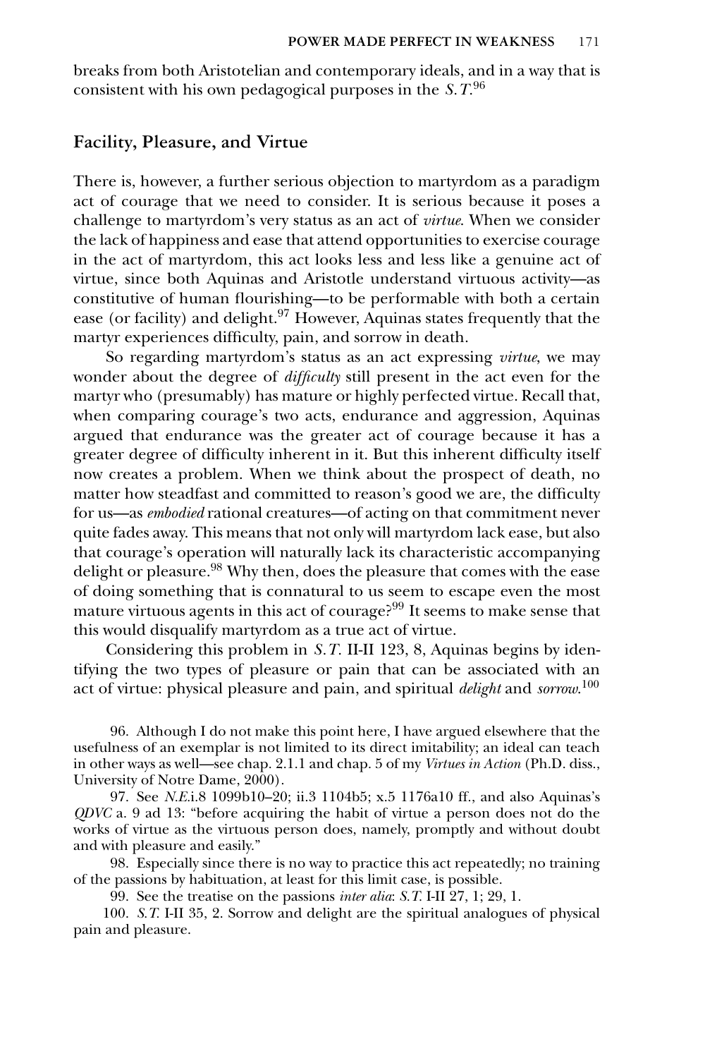breaks from both Aristotelian and contemporary ideals, and in a way that is consistent with his own pedagogical purposes in the *S.T.*[96]

## Facility, Pleasure, and Virtue

There is, however, a further serious objection to martyrdom as a paradigm act of courage that we need to consider. It is serious because it poses a challenge to martyrdom's very status as an act of *virtue*. When we consider the lack of happiness and ease that attend opportunities to exercise courage in the act of martyrdom, this act looks less and less like a genuine act of virtue, since both Aquinas and Aristotle understand virtuous activity—as constitutive of human flourishing—to be performable with both a certain ease (or facility) and delight.[97] However, Aquinas states frequently that the martyr experiences difficulty, pain, and sorrow in death.

So regarding martyrdom's status as an act expressing *virtue*, we may wonder about the degree of *difficulty* still present in the act even for the martyr who (presumably) has mature or highly perfected virtue. Recall that, when comparing courage's two acts, endurance and aggression, Aquinas argued that endurance was the greater act of courage because it has a greater degree of difficulty inherent in it. But this inherent difficulty itself now creates a problem. When we think about the prospect of death, no matter how steadfast and committed to reason's good we are, the difficulty for us—as *embodied* rational creatures—of acting on that commitment never quite fades away. This means that not only will martyrdom lack ease, but also that courage's operation will naturally lack its characteristic accompanying delight or pleasure.[98] Why then, does the pleasure that comes with the ease of doing something that is connatural to us seem to escape even the most mature virtuous agents in this act of courage?[99] It seems to make sense that this would disqualify martyrdom as a true act of virtue.

Considering this problem in *S.T.* II-II 123, 8, Aquinas begins by identifying the two types of pleasure or pain that can be associated with an act of virtue: physical pleasure and pain, and spiritual *delight* and *sorrow*.[100]

96. Although I do not make this point here, I have argued elsewhere that the usefulness of an exemplar is not limited to its direct imitability; an ideal can teach in other ways as well—see chap. 2.1.1 and chap. 5 of my *Virtues in Action* (Ph.D. diss., University of Notre Dame, 2000).

97. See *N.E.*i.8 1099b10–20; ii.3 1104b5; x.5 1176a10 ff., and also Aquinas's *QDVC* a. 9 ad 13: "before acquiring the habit of virtue a person does not do the works of virtue as the virtuous person does, namely, promptly and without doubt and with pleasure and easily."

98. Especially since there is no way to practice this act repeatedly; no training of the passions by habituation, at least for this limit case, is possible.

99. See the treatise on the passions *inter alia*: *S.T.* I-II 27, 1; 29, 1.

100. *S.T.* I-II 35, 2. Sorrow and delight are the spiritual analogues of physical pain and pleasure.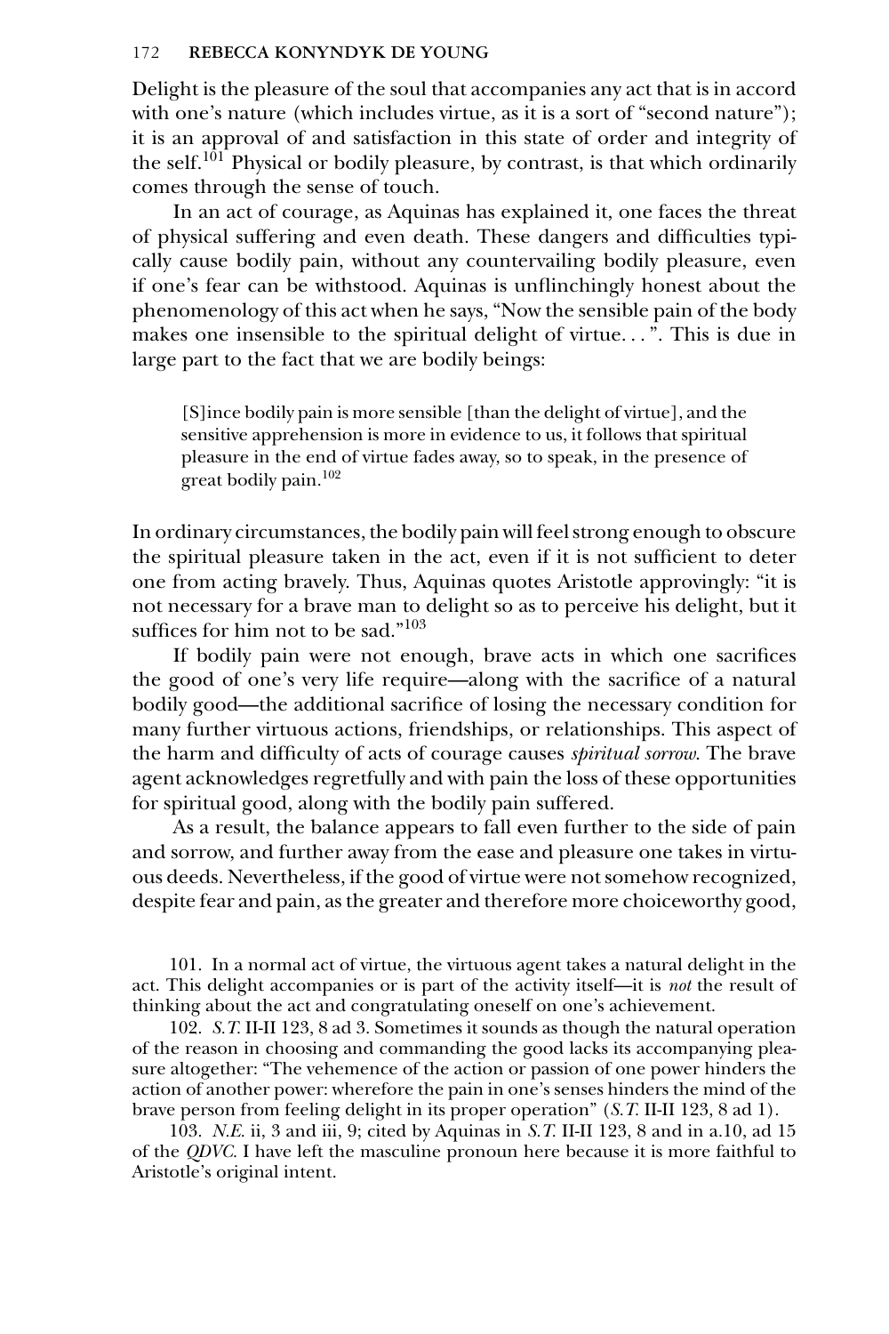Delight is the pleasure of the soul that accompanies any act that is in accord with one's nature (which includes virtue, as it is a sort of "second nature"); it is an approval of and satisfaction in this state of order and integrity of the self.[101] Physical or bodily pleasure, by contrast, is that which ordinarily comes through the sense of touch.

In an act of courage, as Aquinas has explained it, one faces the threat of physical suffering and even death. These dangers and difficulties typically cause bodily pain, without any countervailing bodily pleasure, even if one's fear can be withstood. Aquinas is unflinchingly honest about the phenomenology of this act when he says, "Now the sensible pain of the body makes one insensible to the spiritual delight of virtue. . . ". This is due in large part to the fact that we are bodily beings:

> [S]ince bodily pain is more sensible [than the delight of virtue], and the sensitive apprehension is more in evidence to us, it follows that spiritual pleasure in the end of virtue fades away, so to speak, in the presence of great bodily pain.[102]

In ordinary circumstances, the bodily pain will feel strong enough to obscure the spiritual pleasure taken in the act, even if it is not sufficient to deter one from acting bravely. Thus, Aquinas quotes Aristotle approvingly: "it is not necessary for a brave man to delight so as to perceive his delight, but it suffices for him not to be sad."[103]

If bodily pain were not enough, brave acts in which one sacrifices the good of one's very life require—along with the sacrifice of a natural bodily good—the additional sacrifice of losing the necessary condition for many further virtuous actions, friendships, or relationships. This aspect of the harm and difficulty of acts of courage causes *spiritual sorrow*. The brave agent acknowledges regretfully and with pain the loss of these opportunities for spiritual good, along with the bodily pain suffered.

As a result, the balance appears to fall even further to the side of pain and sorrow, and further away from the ease and pleasure one takes in virtuous deeds. Nevertheless, if the good of virtue were not somehow recognized, despite fear and pain, as the greater and therefore more choiceworthy good,

101. In a normal act of virtue, the virtuous agent takes a natural delight in the act. This delight accompanies or is part of the activity itself—it is *not* the result of thinking about the act and congratulating oneself on one's achievement.

102. *S.T.* II-II 123, 8 ad 3. Sometimes it sounds as though the natural operation of the reason in choosing and commanding the good lacks its accompanying pleasure altogether: "The vehemence of the action or passion of one power hinders the action of another power: wherefore the pain in one's senses hinders the mind of the brave person from feeling delight in its proper operation" (*S.T.* II-II 123, 8 ad 1).

103. *N.E.* ii, 3 and iii, 9; cited by Aquinas in *S.T.* II-II 123, 8 and in a.10, ad 15 of the *QDVC.* I have left the masculine pronoun here because it is more faithful to Aristotle's original intent.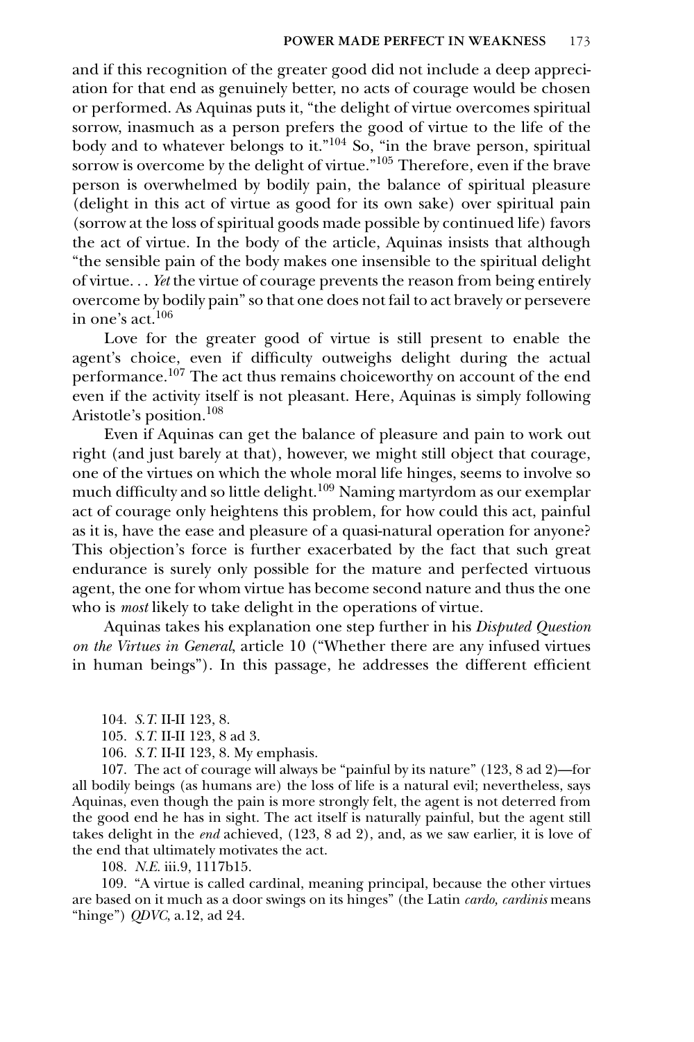and if this recognition of the greater good did not include a deep appreciation for that end as genuinely better, no acts of courage would be chosen or performed. As Aquinas puts it, "the delight of virtue overcomes spiritual sorrow, inasmuch as a person prefers the good of virtue to the life of the body and to whatever belongs to it."[104] So, "in the brave person, spiritual sorrow is overcome by the delight of virtue."[105] Therefore, even if the brave person is overwhelmed by bodily pain, the balance of spiritual pleasure (delight in this act of virtue as good for its own sake) over spiritual pain (sorrow at the loss of spiritual goods made possible by continued life) favors the act of virtue. In the body of the article, Aquinas insists that although "the sensible pain of the body makes one insensible to the spiritual delight of virtue. . . *Yet* the virtue of courage prevents the reason from being entirely overcome by bodily pain" so that one does not fail to act bravely or persevere in one's act.[106]

Love for the greater good of virtue is still present to enable the agent's choice, even if difficulty outweighs delight during the actual performance.[107] The act thus remains choiceworthy on account of the end even if the activity itself is not pleasant. Here, Aquinas is simply following Aristotle's position.[108]

Even if Aquinas can get the balance of pleasure and pain to work out right (and just barely at that), however, we might still object that courage, one of the virtues on which the whole moral life hinges, seems to involve so much difficulty and so little delight.[109] Naming martyrdom as our exemplar act of courage only heightens this problem, for how could this act, painful as it is, have the ease and pleasure of a quasi-natural operation for anyone? This objection's force is further exacerbated by the fact that such great endurance is surely only possible for the mature and perfected virtuous agent, the one for whom virtue has become second nature and thus the one who is *most* likely to take delight in the operations of virtue.

Aquinas takes his explanation one step further in his *Disputed Question on the Virtues in General*, article 10 ("Whether there are any infused virtues in human beings"). In this passage, he addresses the different efficient

104. *S.T.* II-II 123, 8.

105. *S.T.* II-II 123, 8 ad 3.

106. *S.T.* II-II 123, 8. My emphasis.

107. The act of courage will always be "painful by its nature" (123, 8 ad 2)—for all bodily beings (as humans are) the loss of life is a natural evil; nevertheless, says Aquinas, even though the pain is more strongly felt, the agent is not deterred from the good end he has in sight. The act itself is naturally painful, but the agent still takes delight in the *end* achieved, (123, 8 ad 2), and, as we saw earlier, it is love of the end that ultimately motivates the act.

108. *N.E.* iii.9, 1117b15.

109. "A virtue is called cardinal, meaning principal, because the other virtues are based on it much as a door swings on its hinges" (the Latin *cardo, cardinis* means "hinge") *QDVC*, a.12, ad 24.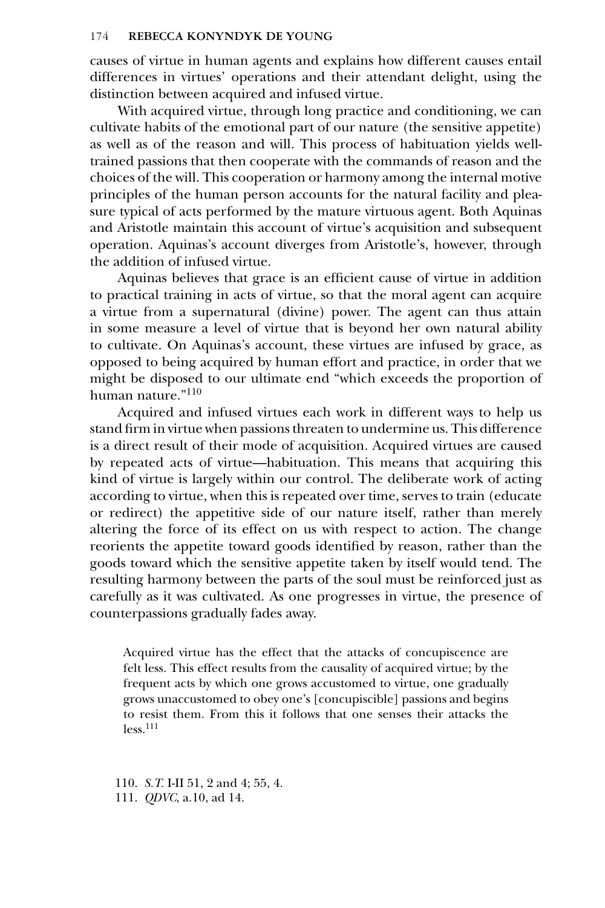causes of virtue in human agents and explains how different causes entail differences in virtues' operations and their attendant delight, using the distinction between acquired and infused virtue.

With acquired virtue, through long practice and conditioning, we can cultivate habits of the emotional part of our nature (the sensitive appetite) as well as of the reason and will. This process of habituation yields well-trained passions that then cooperate with the commands of reason and the choices of the will. This cooperation or harmony among the internal motive principles of the human person accounts for the natural facility and pleasure typical of acts performed by the mature virtuous agent. Both Aquinas and Aristotle maintain this account of virtue's acquisition and subsequent operation. Aquinas's account diverges from Aristotle's, however, through the addition of infused virtue.

Aquinas believes that grace is an efficient cause of virtue in addition to practical training in acts of virtue, so that the moral agent can acquire a virtue from a supernatural (divine) power. The agent can thus attain in some measure a level of virtue that is beyond her own natural ability to cultivate. On Aquinas's account, these virtues are infused by grace, as opposed to being acquired by human effort and practice, in order that we might be disposed to our ultimate end "which exceeds the proportion of human nature."[110]

Acquired and infused virtues each work in different ways to help us stand firm in virtue when passions threaten to undermine us. This difference is a direct result of their mode of acquisition. Acquired virtues are caused by repeated acts of virtue—habituation. This means that acquiring this kind of virtue is largely within our control. The deliberate work of acting according to virtue, when this is repeated over time, serves to train (educate or redirect) the appetitive side of our nature itself, rather than merely altering the force of its effect on us with respect to action. The change reorients the appetite toward goods identified by reason, rather than the goods toward which the sensitive appetite taken by itself would tend. The resulting harmony between the parts of the soul must be reinforced just as carefully as it was cultivated. As one progresses in virtue, the presence of counterpassions gradually fades away.

> Acquired virtue has the effect that the attacks of concupiscence are felt less. This effect results from the causality of acquired virtue; by the frequent acts by which one grows accustomed to virtue, one gradually grows unaccustomed to obey one's [concupiscible] passions and begins to resist them. From this it follows that one senses their attacks the less.[111]

110. *S.T.* I-II 51, 2 and 4; 55, 4.

111. *QDVC,* a.10, ad 14.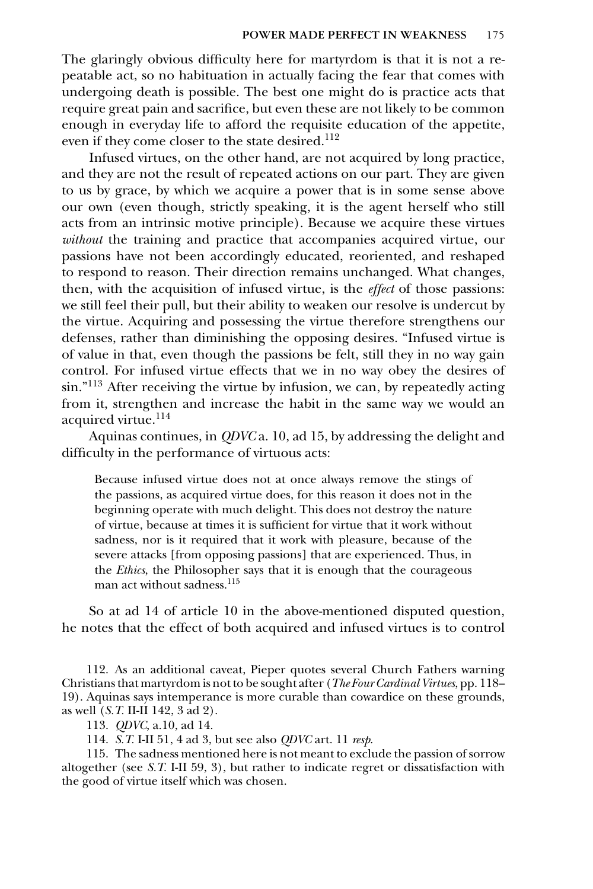The glaringly obvious difficulty here for martyrdom is that it is not a repeatable act, so no habituation in actually facing the fear that comes with undergoing death is possible. The best one might do is practice acts that require great pain and sacrifice, but even these are not likely to be common enough in everyday life to afford the requisite education of the appetite, even if they come closer to the state desired.[112]

Infused virtues, on the other hand, are not acquired by long practice, and they are not the result of repeated actions on our part. They are given to us by grace, by which we acquire a power that is in some sense above our own (even though, strictly speaking, it is the agent herself who still acts from an intrinsic motive principle). Because we acquire these virtues *without* the training and practice that accompanies acquired virtue, our passions have not been accordingly educated, reoriented, and reshaped to respond to reason. Their direction remains unchanged. What changes, then, with the acquisition of infused virtue, is the *effect* of those passions: we still feel their pull, but their ability to weaken our resolve is undercut by the virtue. Acquiring and possessing the virtue therefore strengthens our defenses, rather than diminishing the opposing desires. "Infused virtue is of value in that, even though the passions be felt, still they in no way gain control. For infused virtue effects that we in no way obey the desires of sin."[113] After receiving the virtue by infusion, we can, by repeatedly acting from it, strengthen and increase the habit in the same way we would an acquired virtue.[114]

Aquinas continues, in *QDVC* a. 10, ad 15, by addressing the delight and difficulty in the performance of virtuous acts:

> Because infused virtue does not at once always remove the stings of the passions, as acquired virtue does, for this reason it does not in the beginning operate with much delight. This does not destroy the nature of virtue, because at times it is sufficient for virtue that it work without sadness, nor is it required that it work with pleasure, because of the severe attacks [from opposing passions] that are experienced. Thus, in the *Ethics*, the Philosopher says that it is enough that the courageous man act without sadness.[115]

So at ad 14 of article 10 in the above-mentioned disputed question, he notes that the effect of both acquired and infused virtues is to control

112. As an additional caveat, Pieper quotes several Church Fathers warning Christians that martyrdom is not to be sought after (*The Four Cardinal Virtues*, pp. 118–19). Aquinas says intemperance is more curable than cowardice on these grounds, as well (*S.T.* II-II 142, 3 ad 2).

113. *QDVC*, a.10, ad 14.

114. *S.T.* I-II 51, 4 ad 3, but see also *QDVC* art. 11 *resp.*

115. The sadness mentioned here is not meant to exclude the passion of sorrow altogether (see *S.T.* I-II 59, 3), but rather to indicate regret or dissatisfaction with the good of virtue itself which was chosen.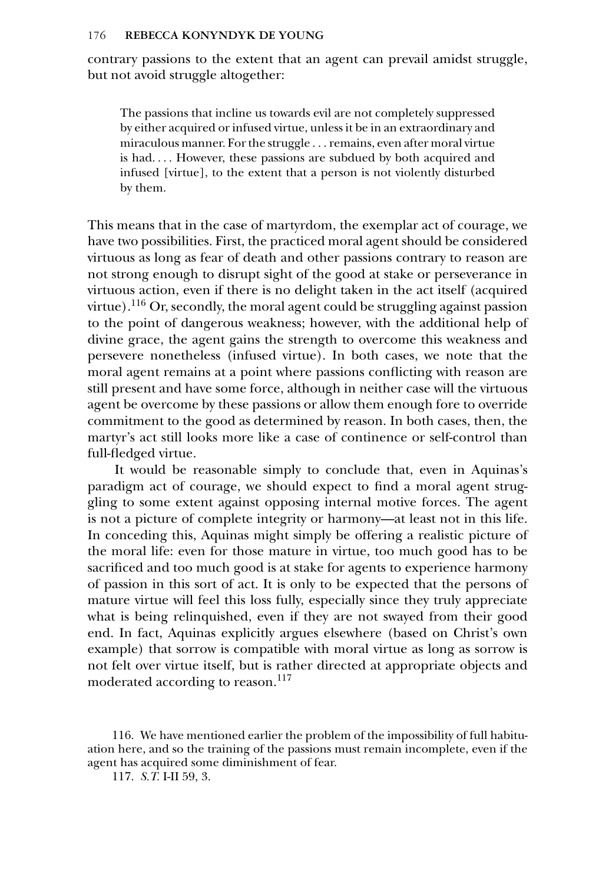contrary passions to the extent that an agent can prevail amidst struggle, but not avoid struggle altogether:

> The passions that incline us towards evil are not completely suppressed by either acquired or infused virtue, unless it be in an extraordinary and miraculous manner. For the struggle . . . remains, even after moral virtue is had. . . . However, these passions are subdued by both acquired and infused [virtue], to the extent that a person is not violently disturbed by them.

This means that in the case of martyrdom, the exemplar act of courage, we have two possibilities. First, the practiced moral agent should be considered virtuous as long as fear of death and other passions contrary to reason are not strong enough to disrupt sight of the good at stake or perseverance in virtuous action, even if there is no delight taken in the act itself (acquired virtue).[116] Or, secondly, the moral agent could be struggling against passion to the point of dangerous weakness; however, with the additional help of divine grace, the agent gains the strength to overcome this weakness and persevere nonetheless (infused virtue). In both cases, we note that the moral agent remains at a point where passions conflicting with reason are still present and have some force, although in neither case will the virtuous agent be overcome by these passions or allow them enough fore to override commitment to the good as determined by reason. In both cases, then, the martyr's act still looks more like a case of continence or self-control than full-fledged virtue.

It would be reasonable simply to conclude that, even in Aquinas's paradigm act of courage, we should expect to find a moral agent struggling to some extent against opposing internal motive forces. The agent is not a picture of complete integrity or harmony—at least not in this life. In conceding this, Aquinas might simply be offering a realistic picture of the moral life: even for those mature in virtue, too much good has to be sacrificed and too much good is at stake for agents to experience harmony of passion in this sort of act. It is only to be expected that the persons of mature virtue will feel this loss fully, especially since they truly appreciate what is being relinquished, even if they are not swayed from their good end. In fact, Aquinas explicitly argues elsewhere (based on Christ's own example) that sorrow is compatible with moral virtue as long as sorrow is not felt over virtue itself, but is rather directed at appropriate objects and moderated according to reason.[117]

116. We have mentioned earlier the problem of the impossibility of full habituation here, and so the training of the passions must remain incomplete, even if the agent has acquired some diminishment of fear.

117. *S.T.* I-II 59, 3.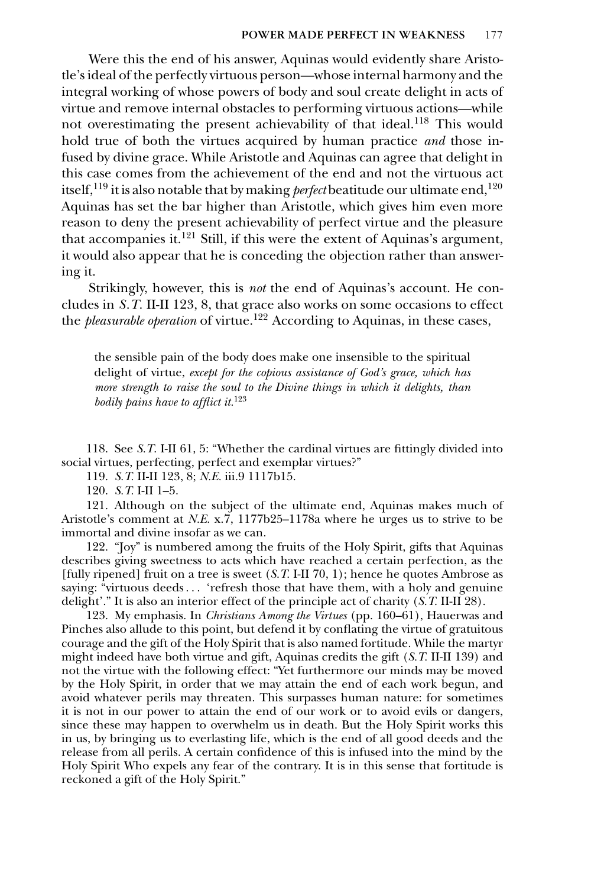Were this the end of his answer, Aquinas would evidently share Aristotle's ideal of the perfectly virtuous person—whose internal harmony and the integral working of whose powers of body and soul create delight in acts of virtue and remove internal obstacles to performing virtuous actions—while not overestimating the present achievability of that ideal.[118] This would hold true of both the virtues acquired by human practice *and* those infused by divine grace. While Aristotle and Aquinas can agree that delight in this case comes from the achievement of the end and not the virtuous act itself,[119] it is also notable that by making *perfect* beatitude our ultimate end,[120] Aquinas has set the bar higher than Aristotle, which gives him even more reason to deny the present achievability of perfect virtue and the pleasure that accompanies it.[121] Still, if this were the extent of Aquinas's argument, it would also appear that he is conceding the objection rather than answering it.

Strikingly, however, this is *not* the end of Aquinas's account. He concludes in *S.T.* II-II 123, 8, that grace also works on some occasions to effect the *pleasurable operation* of virtue.[122] According to Aquinas, in these cases,

> the sensible pain of the body does make one insensible to the spiritual delight of virtue, *except for the copious assistance of God's grace, which has more strength to raise the soul to the Divine things in which it delights, than bodily pains have to afflict it.*[123]

118. See *S.T.* I-II 61, 5: "Whether the cardinal virtues are fittingly divided into social virtues, perfecting, perfect and exemplar virtues?"

119. *S.T.* II-II 123, 8; *N.E.* iii.9 1117b15.

120. *S.T.* I-II 1–5.

121. Although on the subject of the ultimate end, Aquinas makes much of Aristotle's comment at *N.E.* x.7, 1177b25–1178a where he urges us to strive to be immortal and divine insofar as we can.

122. "Joy" is numbered among the fruits of the Holy Spirit, gifts that Aquinas describes giving sweetness to acts which have reached a certain perfection, as the [fully ripened] fruit on a tree is sweet (*S.T.* I-II 70, 1); hence he quotes Ambrose as saying: "virtuous deeds . . . 'refresh those that have them, with a holy and genuine delight'." It is also an interior effect of the principle act of charity (*S.T.* II-II 28).

123. My emphasis. In *Christians Among the Virtues* (pp. 160–61), Hauerwas and Pinches also allude to this point, but defend it by conflating the virtue of gratuitous courage and the gift of the Holy Spirit that is also named fortitude. While the martyr might indeed have both virtue and gift, Aquinas credits the gift (*S.T.* II-II 139) and not the virtue with the following effect: "Yet furthermore our minds may be moved by the Holy Spirit, in order that we may attain the end of each work begun, and avoid whatever perils may threaten. This surpasses human nature: for sometimes it is not in our power to attain the end of our work or to avoid evils or dangers, since these may happen to overwhelm us in death. But the Holy Spirit works this in us, by bringing us to everlasting life, which is the end of all good deeds and the release from all perils. A certain confidence of this is infused into the mind by the Holy Spirit Who expels any fear of the contrary. It is in this sense that fortitude is reckoned a gift of the Holy Spirit."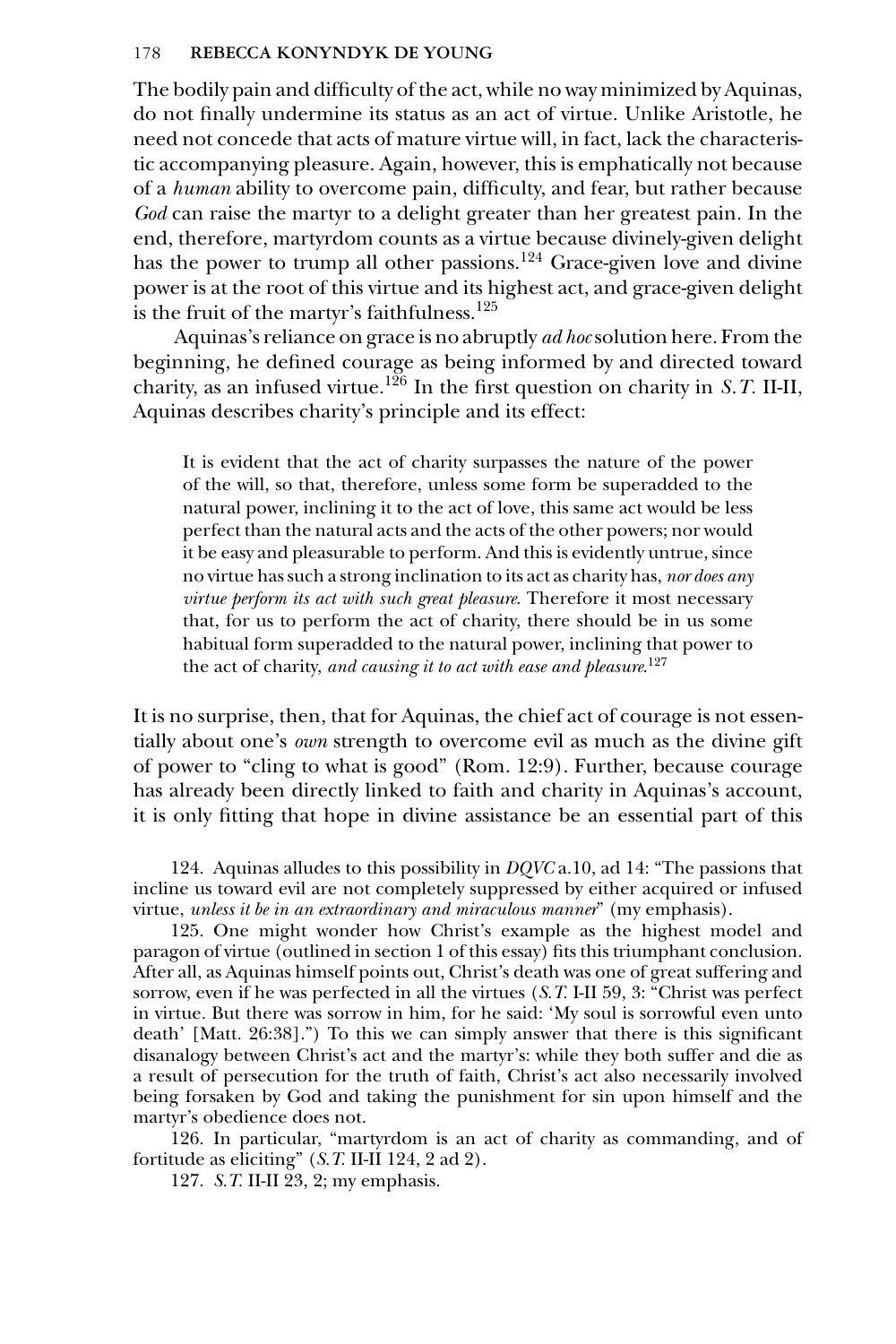The bodily pain and difficulty of the act, while no way minimized by Aquinas, do not finally undermine its status as an act of virtue. Unlike Aristotle, he need not concede that acts of mature virtue will, in fact, lack the characteristic accompanying pleasure. Again, however, this is emphatically not because of a *human* ability to overcome pain, difficulty, and fear, but rather because *God* can raise the martyr to a delight greater than her greatest pain. In the end, therefore, martyrdom counts as a virtue because divinely-given delight has the power to trump all other passions.[124] Grace-given love and divine power is at the root of this virtue and its highest act, and grace-given delight is the fruit of the martyr's faithfulness.[125]

Aquinas's reliance on grace is no abruptly *ad hoc* solution here. From the beginning, he defined courage as being informed by and directed toward charity, as an infused virtue.[126] In the first question on charity in *S.T.* II-II, Aquinas describes charity's principle and its effect:

> It is evident that the act of charity surpasses the nature of the power of the will, so that, therefore, unless some form be superadded to the natural power, inclining it to the act of love, this same act would be less perfect than the natural acts and the acts of the other powers; nor would it be easy and pleasurable to perform. And this is evidently untrue, since no virtue has such a strong inclination to its act as charity has, *nor does any virtue perform its act with such great pleasure*. Therefore it most necessary that, for us to perform the act of charity, there should be in us some habitual form superadded to the natural power, inclining that power to the act of charity, *and causing it to act with ease and pleasure*.[127]

It is no surprise, then, that for Aquinas, the chief act of courage is not essentially about one's *own* strength to overcome evil as much as the divine gift of power to "cling to what is good" (Rom. 12:9). Further, because courage has already been directly linked to faith and charity in Aquinas's account, it is only fitting that hope in divine assistance be an essential part of this

124. Aquinas alludes to this possibility in *DQVC* a.10, ad 14: "The passions that incline us toward evil are not completely suppressed by either acquired or infused virtue, *unless it be in an extraordinary and miraculous manner*" (my emphasis).

125. One might wonder how Christ's example as the highest model and paragon of virtue (outlined in section 1 of this essay) fits this triumphant conclusion. After all, as Aquinas himself points out, Christ's death was one of great suffering and sorrow, even if he was perfected in all the virtues (*S.T.* I-II 59, 3: "Christ was perfect in virtue. But there was sorrow in him, for he said: 'My soul is sorrowful even unto death' [Matt. 26:38].") To this we can simply answer that there is this significant disanalogy between Christ's act and the martyr's: while they both suffer and die as a result of persecution for the truth of faith, Christ's act also necessarily involved being forsaken by God and taking the punishment for sin upon himself and the martyr's obedience does not.

126. In particular, "martyrdom is an act of charity as commanding, and of fortitude as eliciting" (*S.T.* II-II 124, 2 ad 2).

127. *S.T.* II-II 23, 2; my emphasis.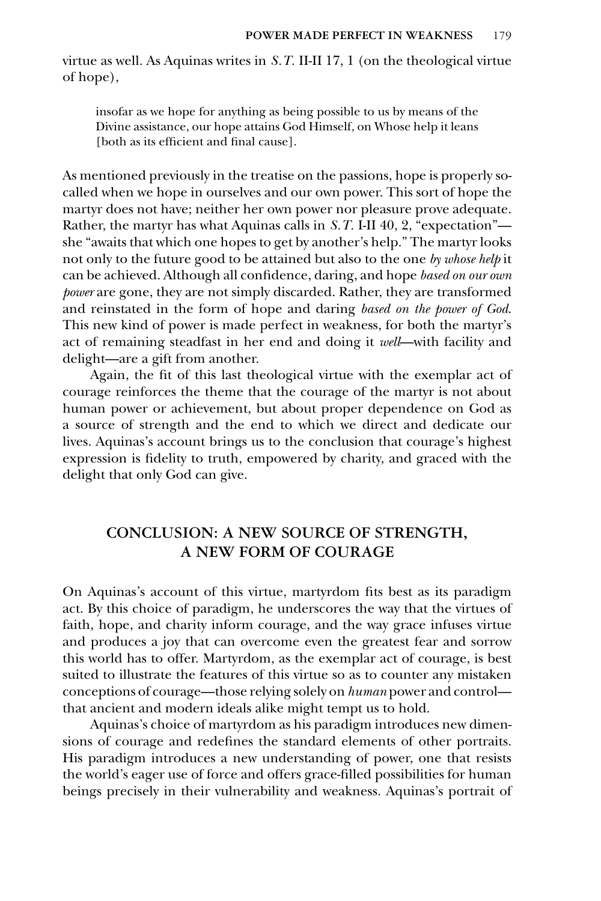virtue as well. As Aquinas writes in *S.T.* II-II 17, 1 (on the theological virtue of hope),

> insofar as we hope for anything as being possible to us by means of the Divine assistance, our hope attains God Himself, on Whose help it leans [both as its efficient and final cause].

As mentioned previously in the treatise on the passions, hope is properly so-called when we hope in ourselves and our own power. This sort of hope the martyr does not have; neither her own power nor pleasure prove adequate. Rather, the martyr has what Aquinas calls in *S.T.* I-II 40, 2, "expectation"—she "awaits that which one hopes to get by another's help." The martyr looks not only to the future good to be attained but also to the one *by whose help* it can be achieved. Although all confidence, daring, and hope *based on our own power* are gone, they are not simply discarded. Rather, they are transformed and reinstated in the form of hope and daring *based on the power of God*. This new kind of power is made perfect in weakness, for both the martyr's act of remaining steadfast in her end and doing it *well*—with facility and delight—are a gift from another.

Again, the fit of this last theological virtue with the exemplar act of courage reinforces the theme that the courage of the martyr is not about human power or achievement, but about proper dependence on God as a source of strength and the end to which we direct and dedicate our lives. Aquinas's account brings us to the conclusion that courage's highest expression is fidelity to truth, empowered by charity, and graced with the delight that only God can give.

## CONCLUSION: A NEW SOURCE OF STRENGTH, A NEW FORM OF COURAGE

On Aquinas's account of this virtue, martyrdom fits best as its paradigm act. By this choice of paradigm, he underscores the way that the virtues of faith, hope, and charity inform courage, and the way grace infuses virtue and produces a joy that can overcome even the greatest fear and sorrow this world has to offer. Martyrdom, as the exemplar act of courage, is best suited to illustrate the features of this virtue so as to counter any mistaken conceptions of courage—those relying solely on *human* power and control—that ancient and modern ideals alike might tempt us to hold.

Aquinas's choice of martyrdom as his paradigm introduces new dimensions of courage and redefines the standard elements of other portraits. His paradigm introduces a new understanding of power, one that resists the world's eager use of force and offers grace-filled possibilities for human beings precisely in their vulnerability and weakness. Aquinas's portrait of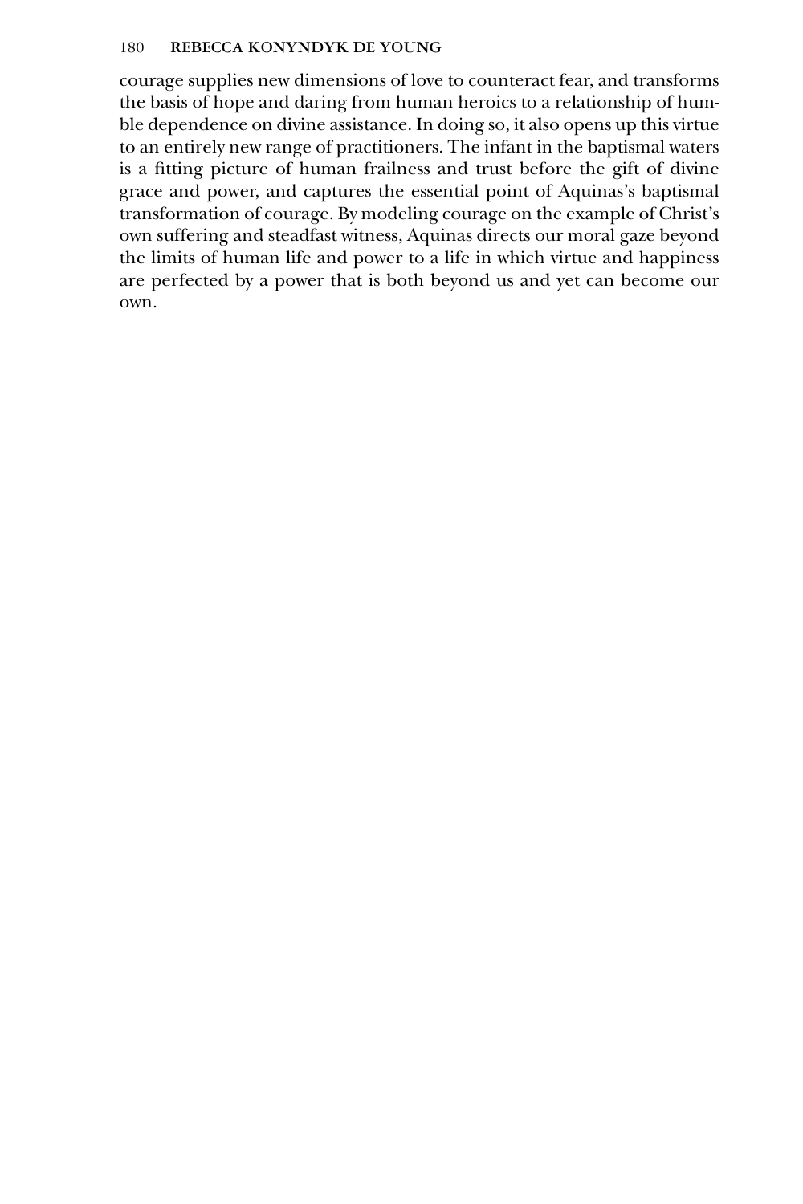courage supplies new dimensions of love to counteract fear, and transforms the basis of hope and daring from human heroics to a relationship of humble dependence on divine assistance. In doing so, it also opens up this virtue to an entirely new range of practitioners. The infant in the baptismal waters is a fitting picture of human frailness and trust before the gift of divine grace and power, and captures the essential point of Aquinas's baptismal transformation of courage. By modeling courage on the example of Christ's own suffering and steadfast witness, Aquinas directs our moral gaze beyond the limits of human life and power to a life in which virtue and happiness are perfected by a power that is both beyond us and yet can become our own.